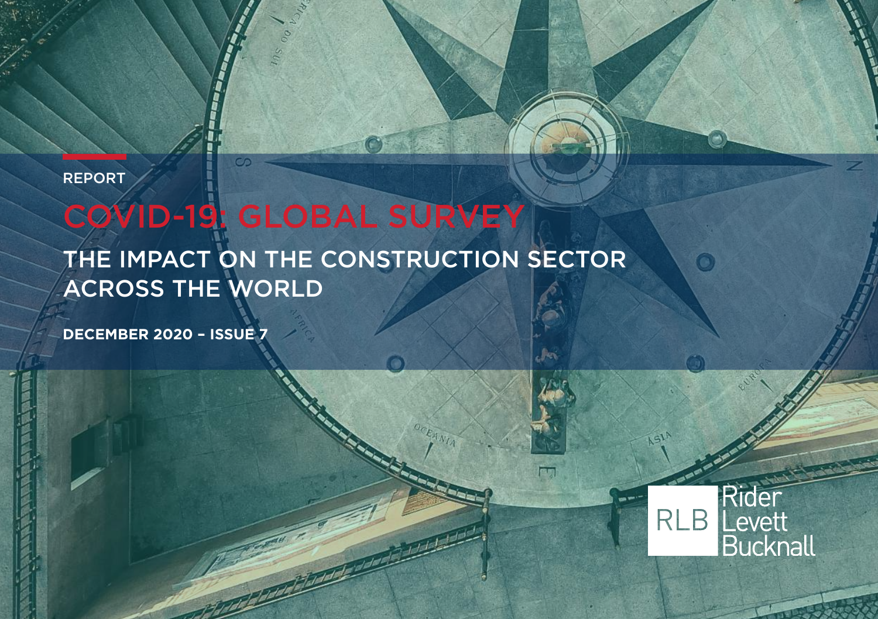REPORT

# COVID-19: GLOBAL SURVEY

## THE IMPACT ON THE CONSTRUCTION SECTOR ACROSS THE WORLD

**DECEMBER 2020 – ISSUE 7**

RLB Rider Levett Bucknall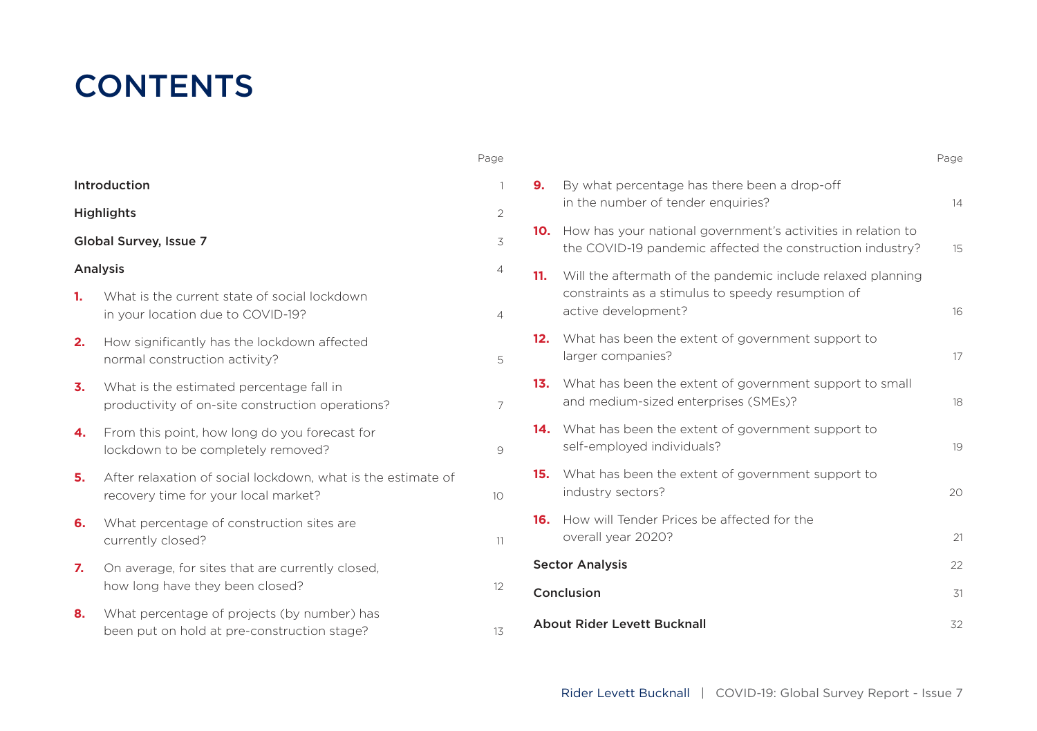# CONTENTS

| | Page |
|---|---|
| **Introduction** | 1 |
| **Highlights** | 2 |
| **Global Survey, Issue 7** | 3 |
| **Analysis** | 4 |
| **1.** What is the current state of social lockdown in your location due to COVID-19? | 4 |
| **2.** How significantly has the lockdown affected normal construction activity? | 5 |
| **3.** What is the estimated percentage fall in productivity of on-site construction operations? | 7 |
| **4.** From this point, how long do you forecast for lockdown to be completely removed? | 9 |
| **5.** After relaxation of social lockdown, what is the estimate of recovery time for your local market? | 10 |
| **6.** What percentage of construction sites are currently closed? | 11 |
| **7.** On average, for sites that are currently closed, how long have they been closed? | 12 |
| **8.** What percentage of projects (by number) has been put on hold at pre-construction stage? | 13 |
| **9.** By what percentage has there been a drop-off in the number of tender enquiries? | 14 |
| **10.** How has your national government's activities in relation to the COVID-19 pandemic affected the construction industry? | 15 |
| **11.** Will the aftermath of the pandemic include relaxed planning constraints as a stimulus to speedy resumption of active development? | 16 |
| **12.** What has been the extent of government support to larger companies? | 17 |
| **13.** What has been the extent of government support to small and medium-sized enterprises (SMEs)? | 18 |
| **14.** What has been the extent of government support to self-employed individuals? | 19 |
| **15.** What has been the extent of government support to industry sectors? | 20 |
| **16.** How will Tender Prices be affected for the overall year 2020? | 21 |
| **Sector Analysis** | 22 |
| **Conclusion** | 31 |
| **About Rider Levett Bucknall** | 32 |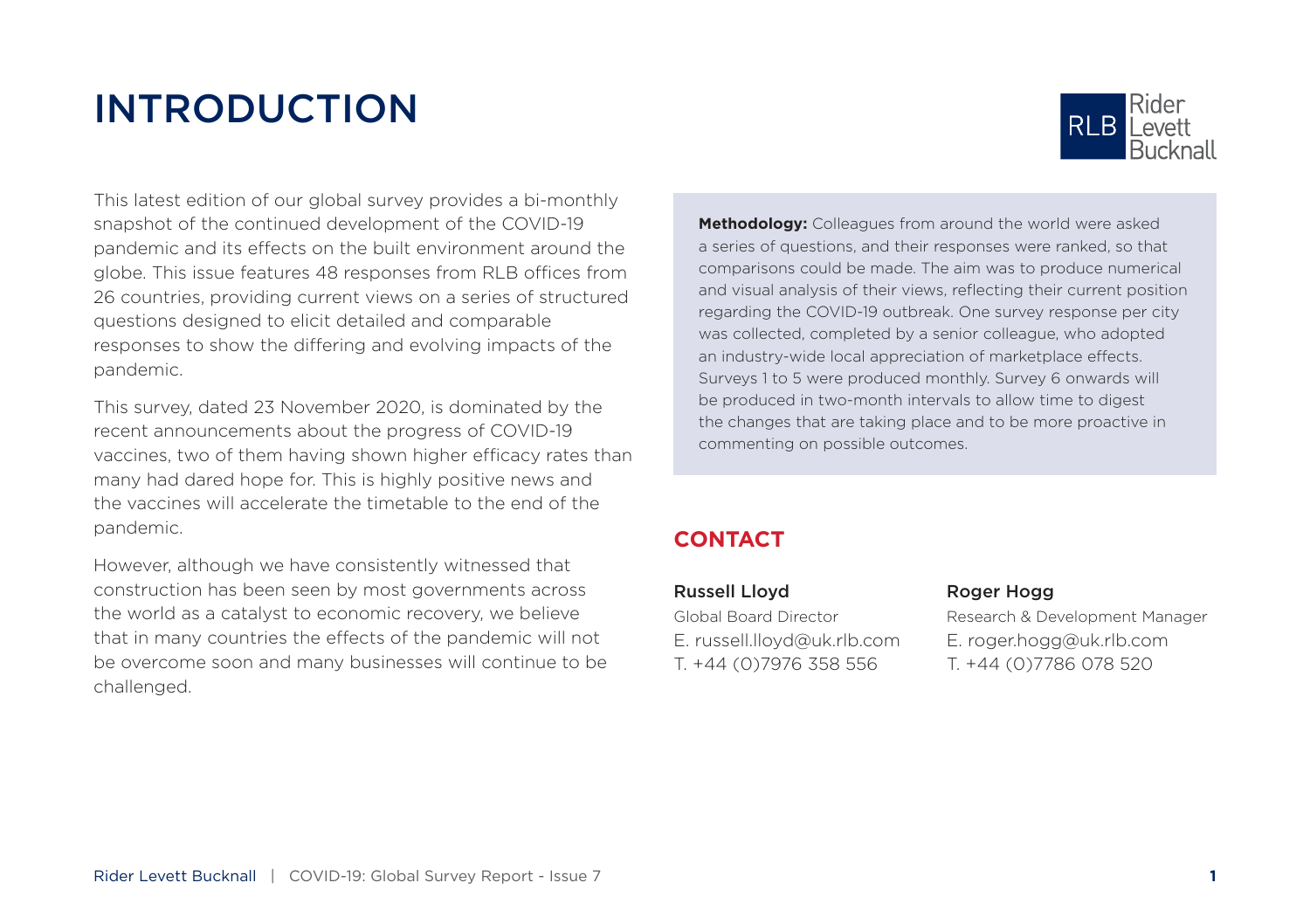# INTRODUCTION

This latest edition of our global survey provides a bi-monthly snapshot of the continued development of the COVID-19 pandemic and its effects on the built environment around the globe. This issue features 48 responses from RLB offices from 26 countries, providing current views on a series of structured questions designed to elicit detailed and comparable responses to show the differing and evolving impacts of the pandemic.

This survey, dated 23 November 2020, is dominated by the recent announcements about the progress of COVID-19 vaccines, two of them having shown higher efficacy rates than many had dared hope for. This is highly positive news and the vaccines will accelerate the timetable to the end of the pandemic.

However, although we have consistently witnessed that construction has been seen by most governments across the world as a catalyst to economic recovery, we believe that in many countries the effects of the pandemic will not be overcome soon and many businesses will continue to be challenged.

**Methodology:** Colleagues from around the world were asked a series of questions, and their responses were ranked, so that comparisons could be made. The aim was to produce numerical and visual analysis of their views, reflecting their current position regarding the COVID-19 outbreak. One survey response per city was collected, completed by a senior colleague, who adopted an industry-wide local appreciation of marketplace effects. Surveys 1 to 5 were produced monthly. Survey 6 onwards will be produced in two-month intervals to allow time to digest the changes that are taking place and to be more proactive in commenting on possible outcomes.

## CONTACT

**Russell Lloyd**
Global Board Director
E. russell.lloyd@uk.rlb.com
T. +44 (0)7976 358 556

**Roger Hogg**
Research & Development Manager
E. roger.hogg@uk.rlb.com
T. +44 (0)7786 078 520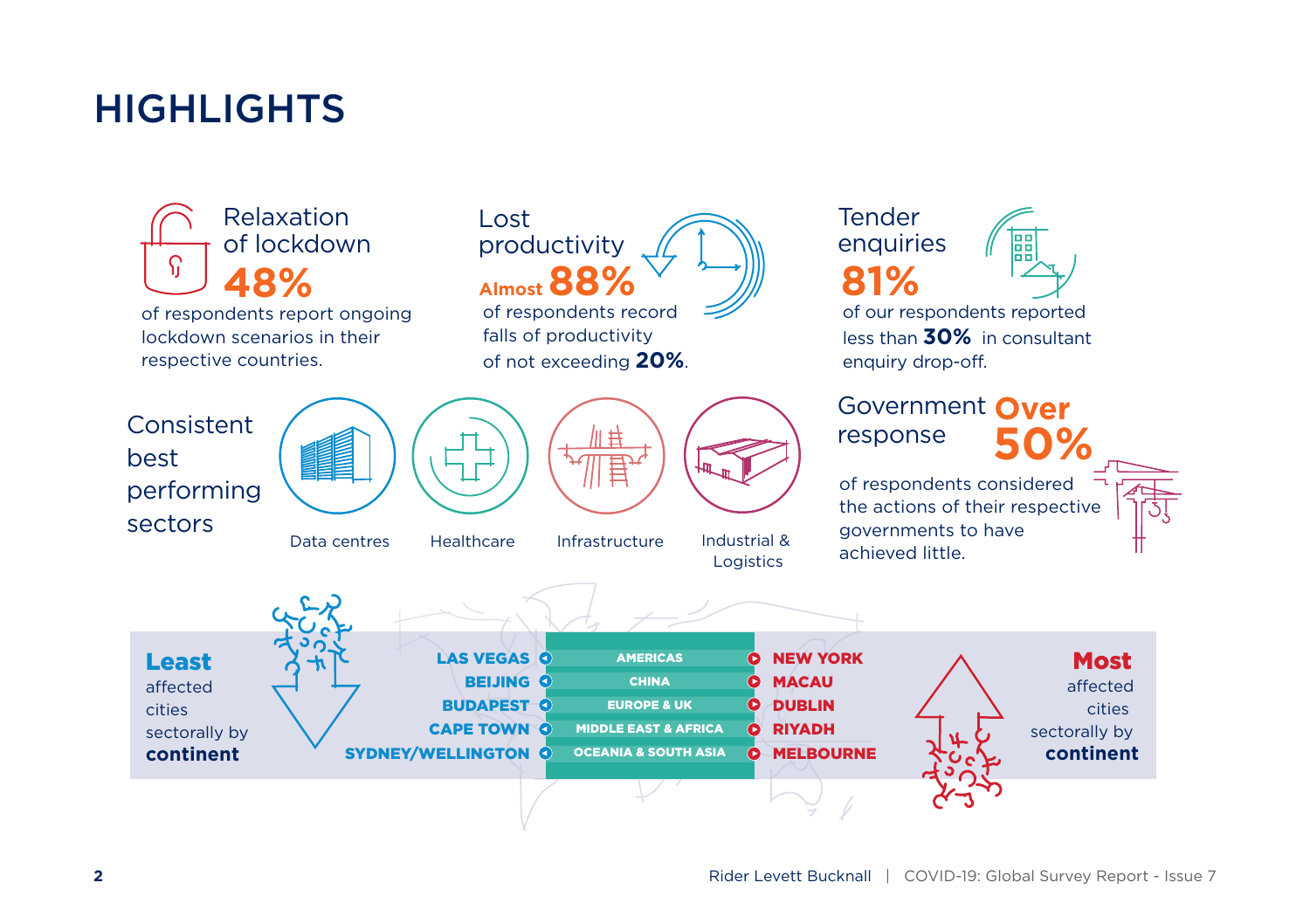# HIGHLIGHTS

## Relaxation of lockdown

**48%**

of respondents report ongoing lockdown scenarios in their respective countries.

## Lost productivity

Almost **88%**

of respondents record falls of productivity of not exceeding **20%**.

## Tender enquiries

**81%**

of our respondents reported less than **30%** in consultant enquiry drop-off.

## Consistent best performing sectors

- Data centres
- Healthcare
- Infrastructure
- Industrial & Logistics

## Government response

**Over 50%**

of respondents considered the actions of their respective governments to have achieved little.

## Least / Most affected cities sectorally by continent

| **Least** affected cities sectorally by **continent** | Continent | **Most** affected cities sectorally by **continent** |
|---|---|---|
| LAS VEGAS | AMERICAS | NEW YORK |
| BEIJING | CHINA | MACAU |
| BUDAPEST | EUROPE & UK | DUBLIN |
| CAPE TOWN | MIDDLE EAST & AFRICA | RIYADH |
| SYDNEY/WELLINGTON | OCEANIA & SOUTH ASIA | MELBOURNE |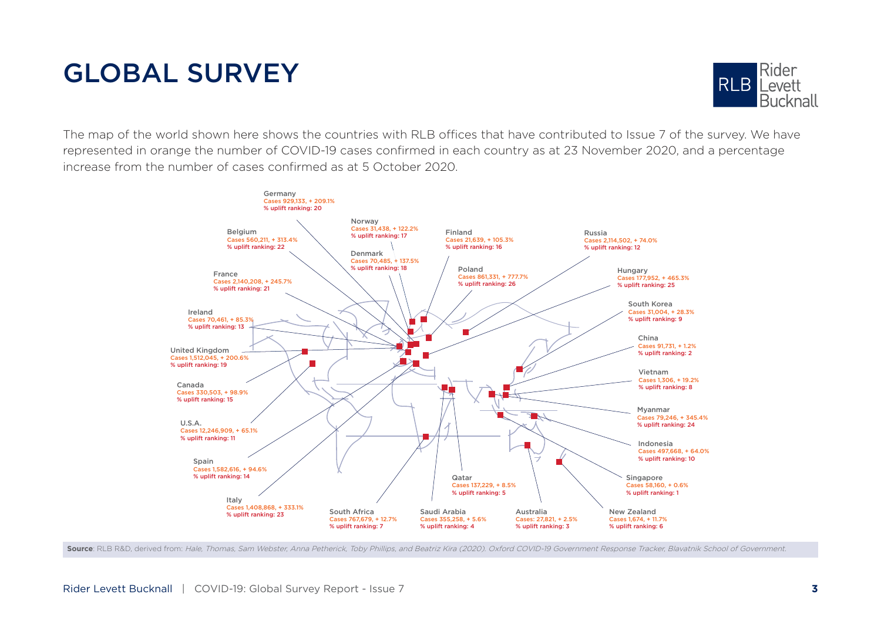# GLOBAL SURVEY

The map of the world shown here shows the countries with RLB offices that have contributed to Issue 7 of the survey. We have represented in orange the number of COVID-19 cases confirmed in each country as at 23 November 2020, and a percentage increase from the number of cases confirmed as at 5 October 2020.

Germany
Cases 929,133, + 209.1%
% uplift ranking: 20

Belgium
Cases 560,211, + 313.4%
% uplift ranking: 22

Norway
Cases 31,438, + 122.2%
% uplift ranking: 17

Denmark
Cases 70,485, + 137.5%
% uplift ranking: 18

Finland
Cases 21,639, + 105.3%
% uplift ranking: 16

Poland
Cases 861,331, + 777.7%
% uplift ranking: 26

Russia
Cases 2,114,502, + 74.0%
% uplift ranking: 12

Hungary
Cases 177,952, + 465.3%
% uplift ranking: 25

France
Cases 2,140,208, + 245.7%
% uplift ranking: 21

Ireland
Cases 70,461, + 85.3%
% uplift ranking: 13

United Kingdom
Cases 1,512,045, + 200.6%
% uplift ranking: 19

Canada
Cases 330,503, + 98.9%
% uplift ranking: 15

U.S.A.
Cases 12,246,909, + 65.1%
% uplift ranking: 11

Spain
Cases 1,582,616, + 94.6%
% uplift ranking: 14

Italy
Cases 1,408,868, + 333.1%
% uplift ranking: 23

South Africa
Cases 767,679, + 12.7%
% uplift ranking: 7

Saudi Arabia
Cases 355,258, + 5.6%
% uplift ranking: 4

Qatar
Cases 137,229, + 8.5%
% uplift ranking: 5

Australia
Cases: 27,821, + 2.5%
% uplift ranking: 3

New Zealand
Cases 1,674, + 11.7%
% uplift ranking: 6

Singapore
Cases 58,160, + 0.6%
% uplift ranking: 1

Indonesia
Cases 497,668, + 64.0%
% uplift ranking: 10

Myanmar
Cases 79,246, + 345.4%
% uplift ranking: 24

Vietnam
Cases 1,306, + 19.2%
% uplift ranking: 8

China
Cases 91,731, + 1.2%
% uplift ranking: 2

South Korea
Cases 31,004, + 28.3%
% uplift ranking: 9

**Source**: RLB R&D, derived from: *Hale, Thomas, Sam Webster, Anna Petherick, Toby Phillips, and Beatriz Kira (2020). Oxford COVID-19 Government Response Tracker, Blavatnik School of Government.*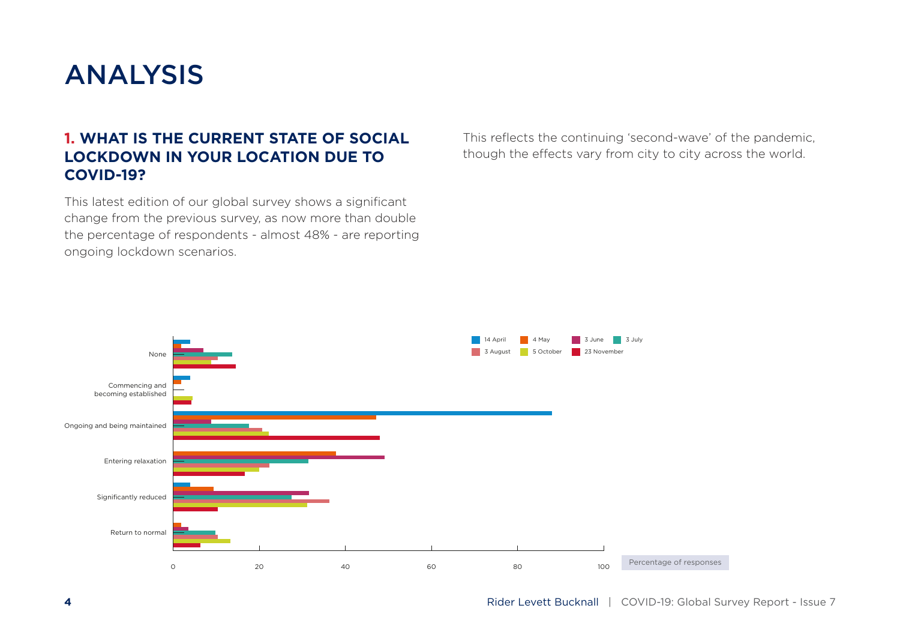# ANALYSIS

## 1. WHAT IS THE CURRENT STATE OF SOCIAL LOCKDOWN IN YOUR LOCATION DUE TO COVID-19?

This latest edition of our global survey shows a significant change from the previous survey, as now more than double the percentage of respondents - almost 48% - are reporting ongoing lockdown scenarios.

This reflects the continuing 'second-wave' of the pandemic, though the effects vary from city to city across the world.

14 April | 4 May | 3 June | 3 July | 3 August | 5 October | 23 November

None

Commencing and becoming established

Ongoing and being maintained

Entering relaxation

Significantly reduced

Return to normal

0 | 20 | 40 | 60 | 80 | 100

Percentage of responses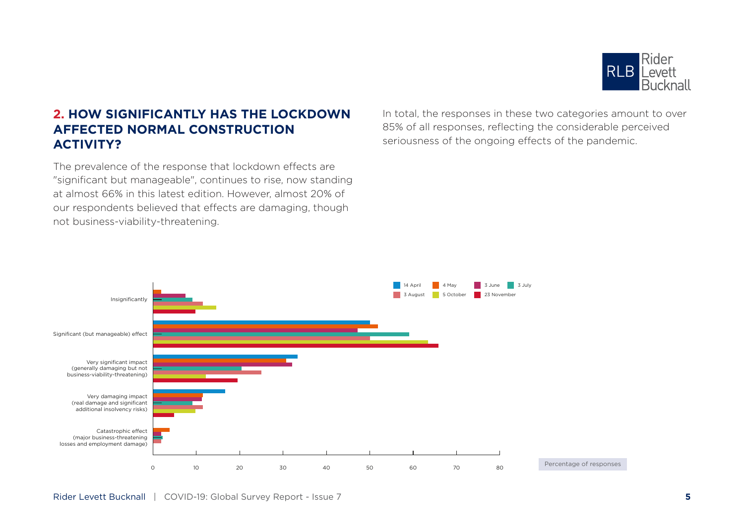## 2. HOW SIGNIFICANTLY HAS THE LOCKDOWN AFFECTED NORMAL CONSTRUCTION ACTIVITY?

The prevalence of the response that lockdown effects are "significant but manageable", continues to rise, now standing at almost 66% in this latest edition. However, almost 20% of our respondents believed that effects are damaging, though not business-viability-threatening.

In total, the responses in these two categories amount to over 85% of all responses, reflecting the considerable perceived seriousness of the ongoing effects of the pandemic.

14 April | 4 May | 3 June | 3 July | 3 August | 5 October | 23 November

Insignificantly

Significant (but manageable) effect

Very significant impact (generally damaging but not business-viability-threatening)

Very damaging impact (real damage and significant additional insolvency risks)

Catastrophic effect (major business-threatening losses and employment damage)

0 10 20 30 40 50 60 70 80

Percentage of responses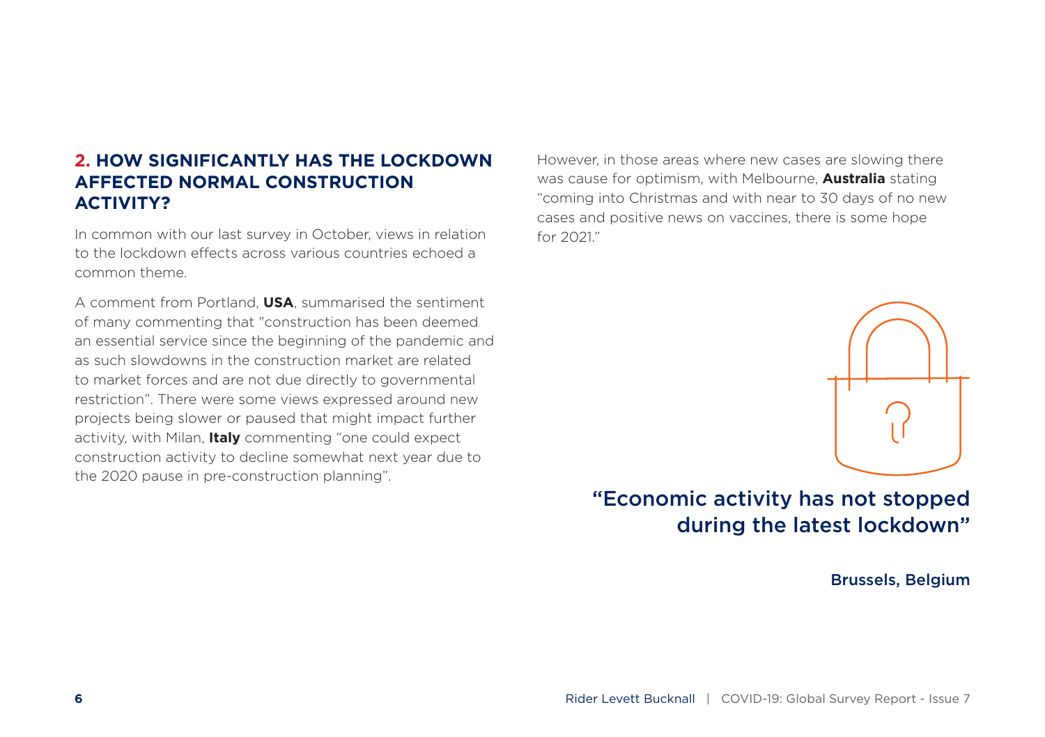## 2. HOW SIGNIFICANTLY HAS THE LOCKDOWN AFFECTED NORMAL CONSTRUCTION ACTIVITY?

In common with our last survey in October, views in relation to the lockdown effects across various countries echoed a common theme.

A comment from Portland, **USA**, summarised the sentiment of many commenting that "construction has been deemed an essential service since the beginning of the pandemic and as such slowdowns in the construction market are related to market forces and are not due directly to governmental restriction". There were some views expressed around new projects being slower or paused that might impact further activity, with Milan, **Italy** commenting "one could expect construction activity to decline somewhat next year due to the 2020 pause in pre-construction planning".

However, in those areas where new cases are slowing there was cause for optimism, with Melbourne, **Australia** stating "coming into Christmas and with near to 30 days of no new cases and positive news on vaccines, there is some hope for 2021."

"Economic activity has not stopped during the latest lockdown"

Brussels, Belgium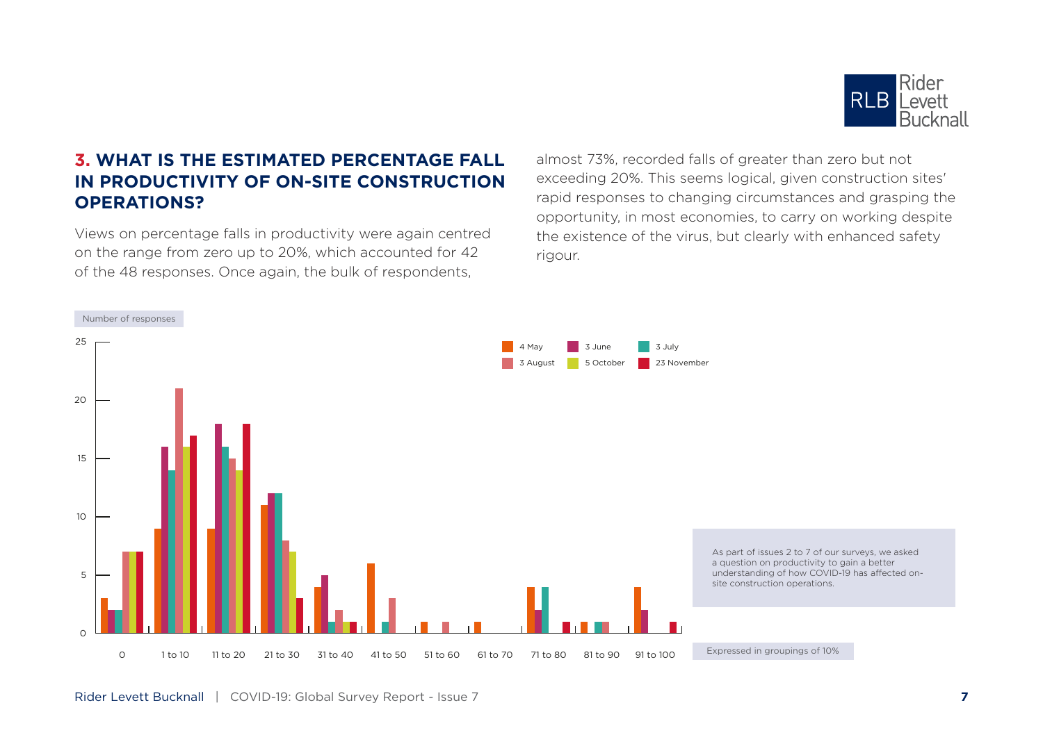## 3. WHAT IS THE ESTIMATED PERCENTAGE FALL IN PRODUCTIVITY OF ON-SITE CONSTRUCTION OPERATIONS?

Views on percentage falls in productivity were again centred on the range from zero up to 20%, which accounted for 42 of the 48 responses. Once again, the bulk of respondents, almost 73%, recorded falls of greater than zero but not exceeding 20%. This seems logical, given construction sites' rapid responses to changing circumstances and grasping the opportunity, in most economies, to carry on working despite the existence of the virus, but clearly with enhanced safety rigour.

Number of responses

| Range | 4 May | 3 June | 3 July | 3 August | 5 October | 23 November |
|---|---|---|---|---|---|---|
| 0 | 3 | 2 | 2 | 7 | 7 | 7 |
| 1 to 10 | 9 | 16 | 14 | 21 | 16 | 17 |
| 11 to 20 | 9 | 18 | 16 | 15 | 14 | 18 |
| 21 to 30 | 11 | 12 | 12 | 8 | 7 | 3 |
| 31 to 40 | 4 | 5 | 1 | 2 | 1 | 1 |
| 41 to 50 | 6 | | 1 | 3 | | |
| 51 to 60 | 1 | | | 1 | | |
| 61 to 70 | 1 | | | | | |
| 71 to 80 | 4 | 2 | 4 | | | 1 |
| 81 to 90 | 1 | | 1 | 1 | | |
| 91 to 100 | 4 | 2 | | | | 1 |

As part of issues 2 to 7 of our surveys, we asked a question on productivity to gain a better understanding of how COVID-19 has affected on-site construction operations.

Expressed in groupings of 10%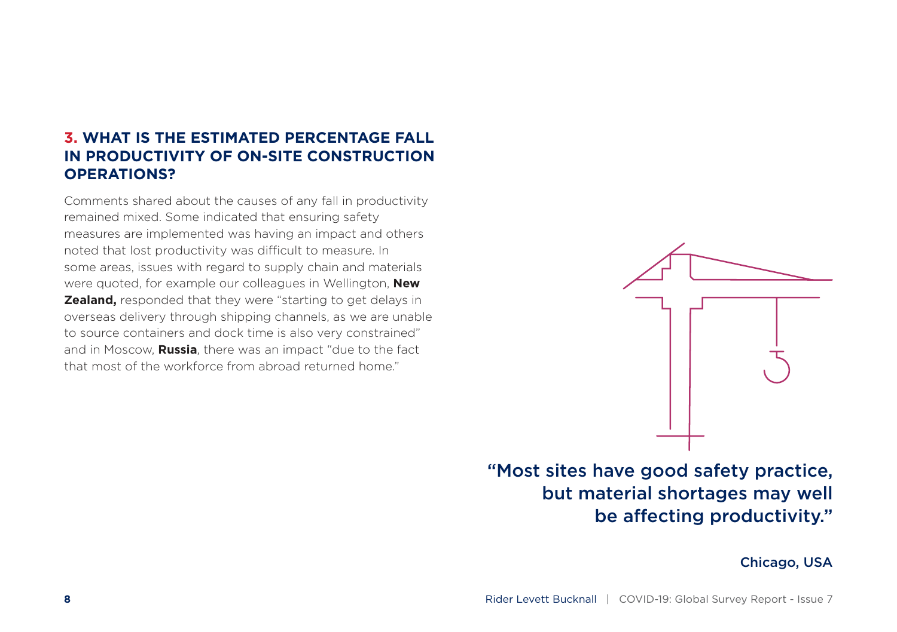## 3. WHAT IS THE ESTIMATED PERCENTAGE FALL IN PRODUCTIVITY OF ON-SITE CONSTRUCTION OPERATIONS?

Comments shared about the causes of any fall in productivity remained mixed. Some indicated that ensuring safety measures are implemented was having an impact and others noted that lost productivity was difficult to measure. In some areas, issues with regard to supply chain and materials were quoted, for example our colleagues in Wellington, **New Zealand,** responded that they were "starting to get delays in overseas delivery through shipping channels, as we are unable to source containers and dock time is also very constrained" and in Moscow, **Russia**, there was an impact "due to the fact that most of the workforce from abroad returned home."

"Most sites have good safety practice, but material shortages may well be affecting productivity."

Chicago, USA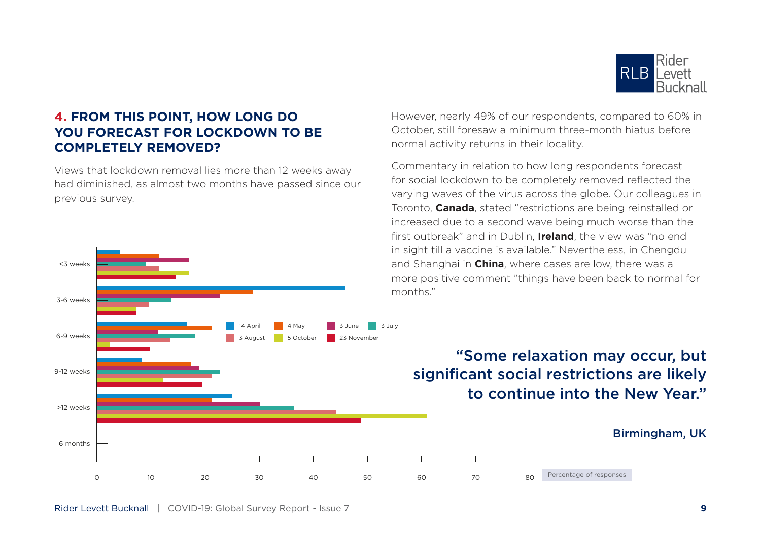## **4.** FROM THIS POINT, HOW LONG DO YOU FORECAST FOR LOCKDOWN TO BE COMPLETELY REMOVED?

Views that lockdown removal lies more than 12 weeks away had diminished, as almost two months have passed since our previous survey.

However, nearly 49% of our respondents, compared to 60% in October, still foresaw a minimum three-month hiatus before normal activity returns in their locality.

Commentary in relation to how long respondents forecast for social lockdown to be completely removed reflected the varying waves of the virus across the globe. Our colleagues in Toronto, **Canada**, stated "restrictions are being reinstalled or increased due to a second wave being much worse than the first outbreak" and in Dublin, **Ireland**, the view was "no end in sight till a vaccine is available." Nevertheless, in Chengdu and Shanghai in **China**, where cases are low, there was a more positive comment "things have been back to normal for months."

> "Some relaxation may occur, but significant social restrictions are likely to continue into the New Year."
>
> Birmingham, UK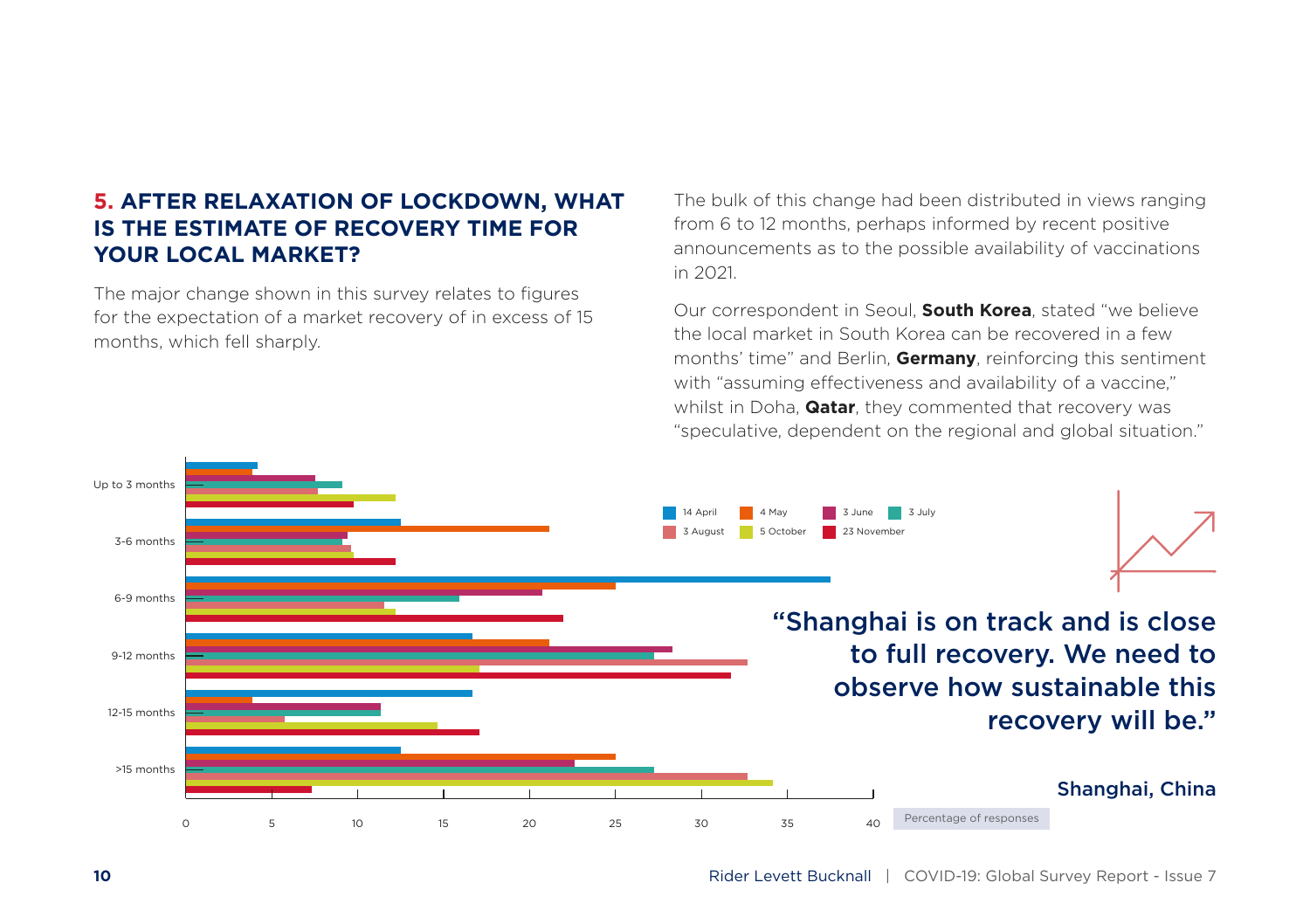## 5. AFTER RELAXATION OF LOCKDOWN, WHAT IS THE ESTIMATE OF RECOVERY TIME FOR YOUR LOCAL MARKET?

The major change shown in this survey relates to figures for the expectation of a market recovery of in excess of 15 months, which fell sharply.

The bulk of this change had been distributed in views ranging from 6 to 12 months, perhaps informed by recent positive announcements as to the possible availability of vaccinations in 2021.

Our correspondent in Seoul, **South Korea**, stated "we believe the local market in South Korea can be recovered in a few months' time" and Berlin, **Germany**, reinforcing this sentiment with "assuming effectiveness and availability of a vaccine," whilst in Doha, **Qatar**, they commented that recovery was "speculative, dependent on the regional and global situation."

Legend: 14 April, 4 May, 3 June, 3 July, 3 August, 5 October, 23 November

Categories: Up to 3 months, 3-6 months, 6-9 months, 9-12 months, 12-15 months, >15 months

Percentage of responses

**"Shanghai is on track and is close to full recovery. We need to observe how sustainable this recovery will be."**

Shanghai, China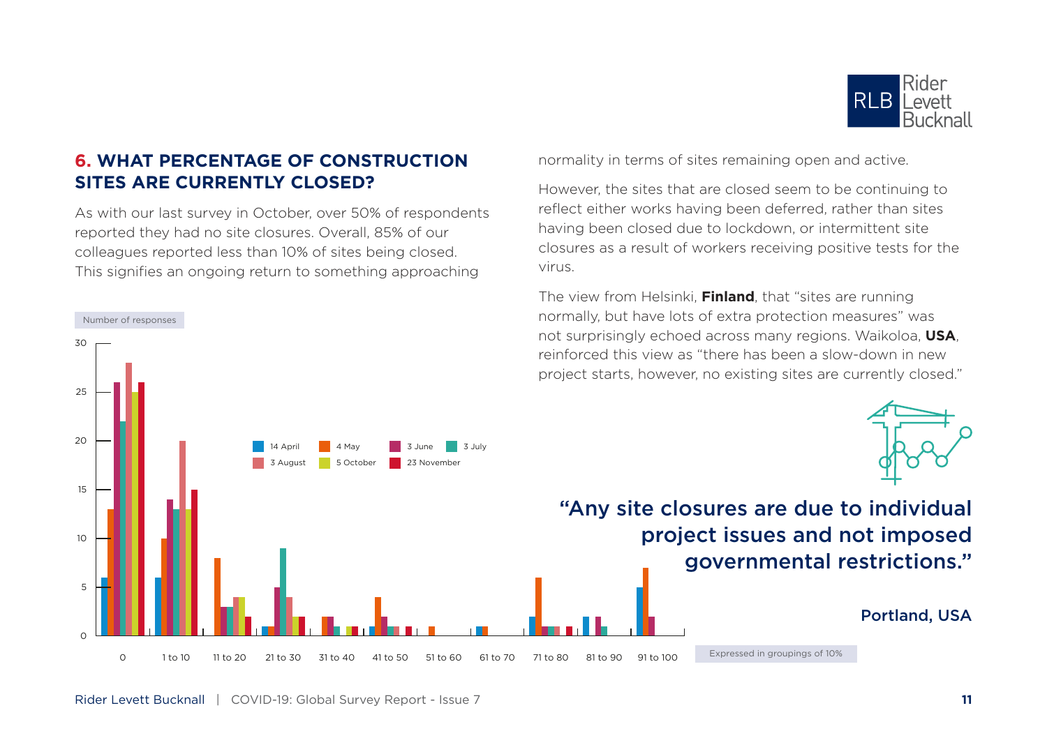## 6. WHAT PERCENTAGE OF CONSTRUCTION SITES ARE CURRENTLY CLOSED?

As with our last survey in October, over 50% of respondents reported they had no site closures. Overall, 85% of our colleagues reported less than 10% of sites being closed. This signifies an ongoing return to something approaching normality in terms of sites remaining open and active.

However, the sites that are closed seem to be continuing to reflect either works having been deferred, rather than sites having been closed due to lockdown, or intermittent site closures as a result of workers receiving positive tests for the virus.

The view from Helsinki, **Finland**, that "sites are running normally, but have lots of extra protection measures" was not surprisingly echoed across many regions. Waikoloa, **USA**, reinforced this view as "there has been a slow-down in new project starts, however, no existing sites are currently closed."

Number of responses

| | 14 April | 4 May | 3 June | 3 July | 3 August | 5 October | 23 November |
|---|---|---|---|---|---|---|---|
| 0 | 6 | 13 | 26 | 22 | 28 | 25 | 26 |
| 1 to 10 | 6 | 10 | 14 | 13 | 20 | 13 | 15 |
| 11 to 20 | 0 | 8 | 3 | 3 | 4 | 4 | 2 |
| 21 to 30 | 1 | 1 | 5 | 9 | 4 | 2 | 2 |
| 31 to 40 | 0 | 2 | 2 | 1 | 0 | 1 | 1 |
| 41 to 50 | 1 | 4 | 2 | 1 | 1 | 0 | 1 |
| 51 to 60 | 0 | 1 | 0 | 0 | 0 | 0 | 0 |
| 61 to 70 | 1 | 1 | 0 | 0 | 0 | 0 | 0 |
| 71 to 80 | 2 | 6 | 1 | 1 | 1 | 0 | 1 |
| 81 to 90 | 2 | 0 | 2 | 1 | 0 | 0 | 0 |
| 91 to 100 | 5 | 7 | 2 | 0 | 0 | 0 | 0 |

Expressed in groupings of 10%

**"Any site closures are due to individual project issues and not imposed governmental restrictions."**

Portland, USA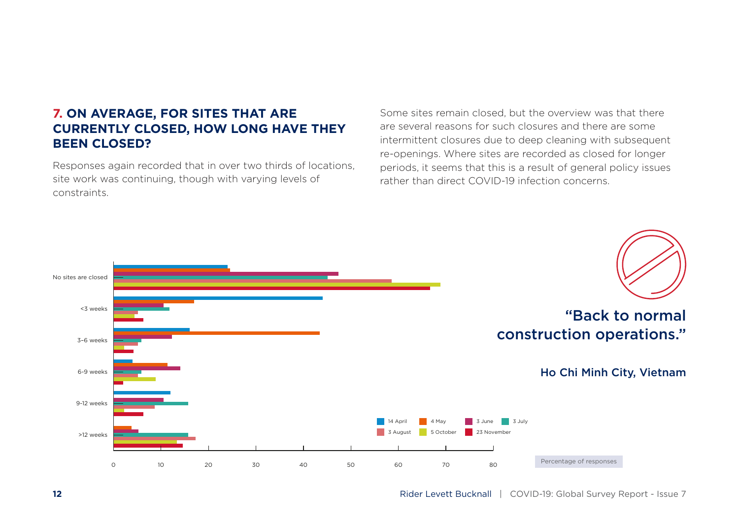## 7. ON AVERAGE, FOR SITES THAT ARE CURRENTLY CLOSED, HOW LONG HAVE THEY BEEN CLOSED?

Responses again recorded that in over two thirds of locations, site work was continuing, though with varying levels of constraints.

Some sites remain closed, but the overview was that there are several reasons for such closures and there are some intermittent closures due to deep cleaning with subsequent re-openings. Where sites are recorded as closed for longer periods, it seems that this is a result of general policy issues rather than direct COVID-19 infection concerns.

> "Back to normal construction operations."
>
> Ho Chi Minh City, Vietnam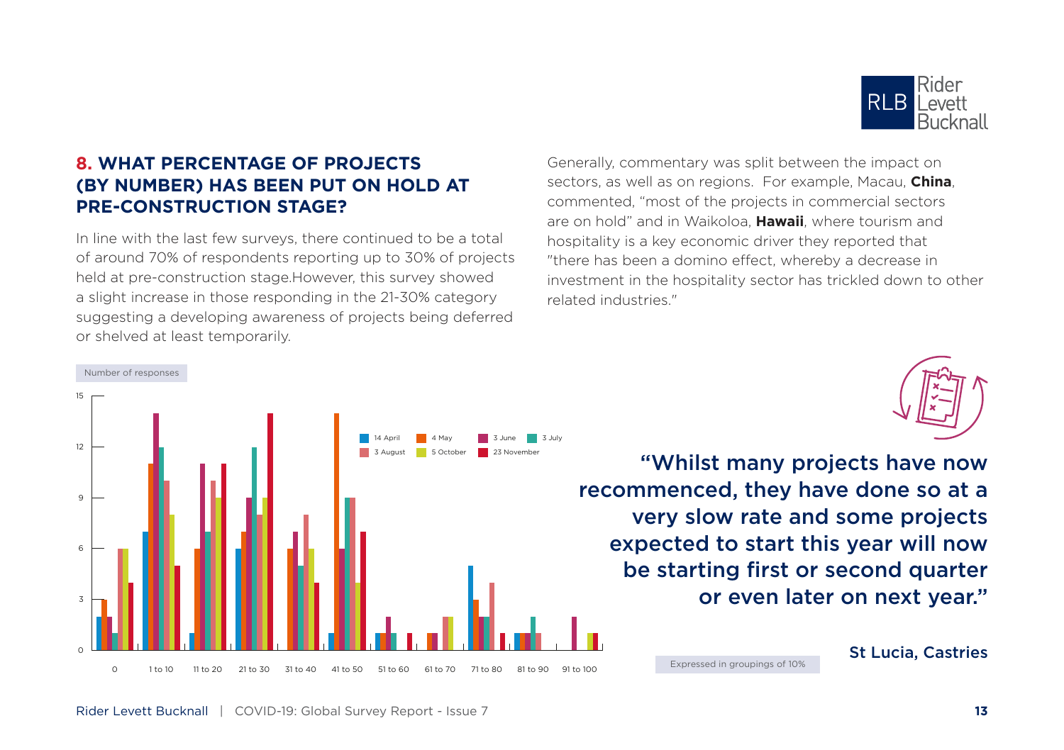## 8. WHAT PERCENTAGE OF PROJECTS (BY NUMBER) HAS BEEN PUT ON HOLD AT PRE-CONSTRUCTION STAGE?

In line with the last few surveys, there continued to be a total of around 70% of respondents reporting up to 30% of projects held at pre-construction stage.However, this survey showed a slight increase in those responding in the 21-30% category suggesting a developing awareness of projects being deferred or shelved at least temporarily.

Generally, commentary was split between the impact on sectors, as well as on regions. For example, Macau, **China**, commented, "most of the projects in commercial sectors are on hold" and in Waikoloa, **Hawaii**, where tourism and hospitality is a key economic driver they reported that "there has been a domino effect, whereby a decrease in investment in the hospitality sector has trickled down to other related industries."

Number of responses

| | 14 April | 4 May | 3 June | 3 July | 3 August | 5 October | 23 November |
|---|---|---|---|---|---|---|---|
| 0 | 2 | 3 | 2 | 1 | 6 | 6 | 4 |
| 1 to 10 | 7 | 11 | 14 | 12 | 10 | 8 | 5 |
| 11 to 20 | 1 | 6 | 11 | 7 | 10 | 9 | 11 |
| 21 to 30 | 6 | 7 | 9 | 12 | 8 | 9 | 14 |
| 31 to 40 | | 6 | 7 | 5 | 8 | 6 | 4 |
| 41 to 50 | 1 | 14 | 6 | 9 | 9 | 4 | 7 |
| 51 to 60 | 1 | 1 | 2 | 1 | | | 1 |
| 61 to 70 | | 1 | 1 | | 2 | 2 | |
| 71 to 80 | 5 | 3 | 2 | 2 | 4 | | 1 |
| 81 to 90 | 1 | 1 | 1 | 2 | 1 | | |
| 91 to 100 | | | 2 | | | 1 | 1 |

Expressed in groupings of 10%

"Whilst many projects have now recommenced, they have done so at a very slow rate and some projects expected to start this year will now be starting first or second quarter or even later on next year."

St Lucia, Castries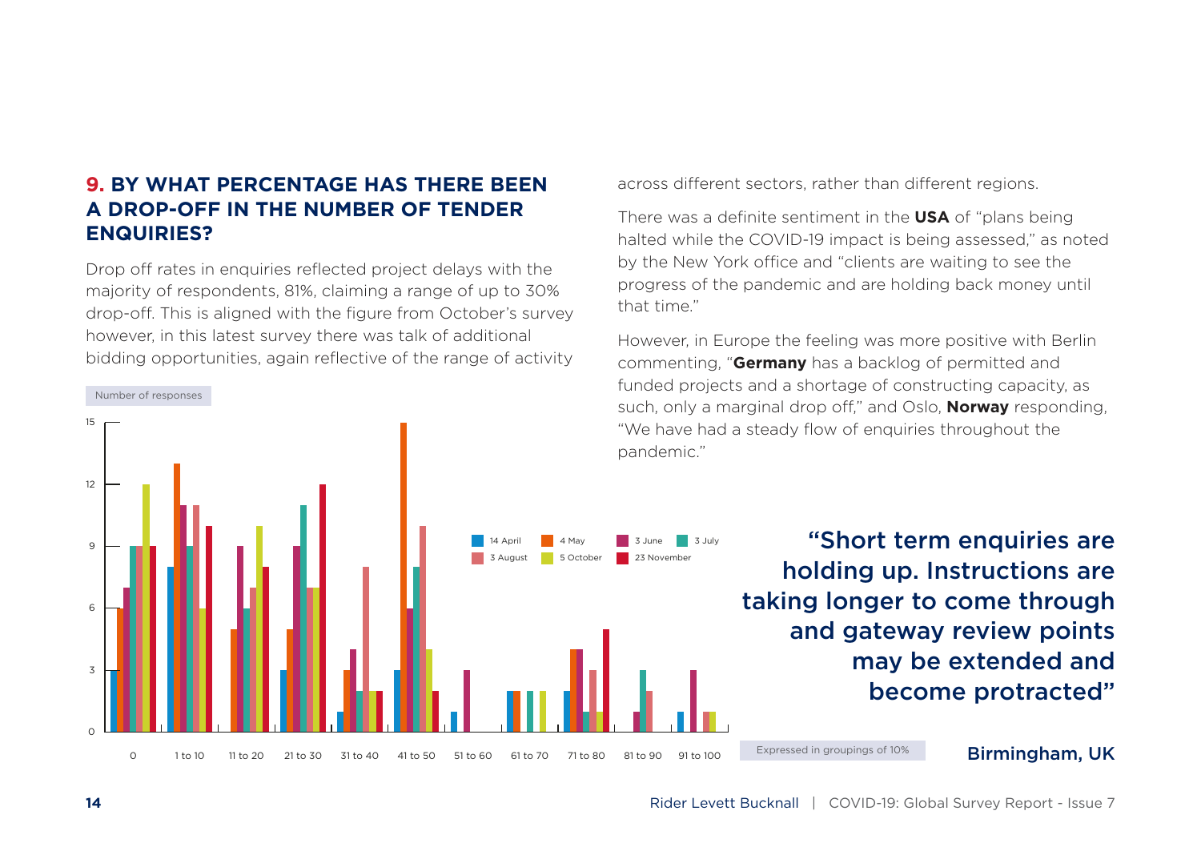## 9. BY WHAT PERCENTAGE HAS THERE BEEN A DROP-OFF IN THE NUMBER OF TENDER ENQUIRIES?

Drop off rates in enquiries reflected project delays with the majority of respondents, 81%, claiming a range of up to 30% drop-off. This is aligned with the figure from October's survey however, in this latest survey there was talk of additional bidding opportunities, again reflective of the range of activity across different sectors, rather than different regions.

There was a definite sentiment in the **USA** of "plans being halted while the COVID-19 impact is being assessed," as noted by the New York office and "clients are waiting to see the progress of the pandemic and are holding back money until that time."

However, in Europe the feeling was more positive with Berlin commenting, "**Germany** has a backlog of permitted and funded projects and a shortage of constructing capacity, as such, only a marginal drop off," and Oslo, **Norway** responding, "We have had a steady flow of enquiries throughout the pandemic."

Number of responses

| | 14 April | 4 May | 3 June | 3 July | 3 August | 5 October | 23 November |
|---|---|---|---|---|---|---|---|
| 0 | 3 | 6 | 7 | 9 | 9 | 12 | 9 |
| 1 to 10 | 8 | 13 | 11 | 9 | 11 | 6 | 10 |
| 11 to 20 | | 5 | 9 | 6 | 7 | 10 | 8 |
| 21 to 30 | 3 | 5 | 9 | 11 | 7 | 7 | 12 |
| 31 to 40 | 1 | 3 | 4 | 2 | 8 | 2 | 2 |
| 41 to 50 | 3 | 15 | 6 | 8 | 10 | 4 | 2 |
| 51 to 60 | 1 | | 3 | | | | |
| 61 to 70 | 2 | 2 | | 2 | | 2 | |
| 71 to 80 | 2 | 4 | 4 | 1 | 3 | 1 | 5 |
| 81 to 90 | | | 1 | 3 | 2 | | |
| 91 to 100 | 1 | | 3 | | 1 | 1 | |

Expressed in groupings of 10%

> **"Short term enquiries are holding up. Instructions are taking longer to come through and gateway review points may be extended and become protracted"**
>
> Birmingham, UK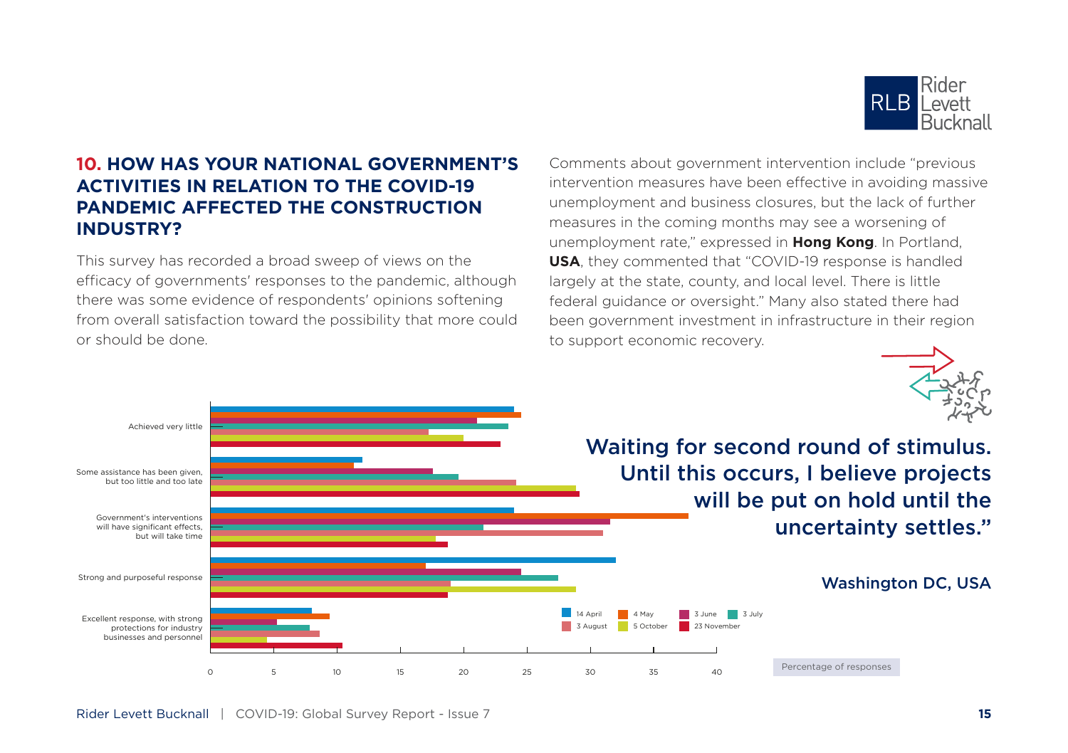## 10. HOW HAS YOUR NATIONAL GOVERNMENT'S ACTIVITIES IN RELATION TO THE COVID-19 PANDEMIC AFFECTED THE CONSTRUCTION INDUSTRY?

This survey has recorded a broad sweep of views on the efficacy of governments' responses to the pandemic, although there was some evidence of respondents' opinions softening from overall satisfaction toward the possibility that more could or should be done.

Comments about government intervention include "previous intervention measures have been effective in avoiding massive unemployment and business closures, but the lack of further measures in the coming months may see a worsening of unemployment rate," expressed in **Hong Kong**. In Portland, **USA**, they commented that "COVID-19 response is handled largely at the state, county, and local level. There is little federal guidance or oversight." Many also stated there had been government investment in infrastructure in their region to support economic recovery.

Achieved very little

Some assistance has been given, but too little and too late

Government's interventions will have significant effects, but will take time

Strong and purposeful response

Excellent response, with strong protections for industry businesses and personnel

0 5 10 15 20 25 30 35 40

14 April | 4 May | 3 June | 3 July | 3 August | 5 October | 23 November

Percentage of responses

**Waiting for second round of stimulus. Until this occurs, I believe projects will be put on hold until the uncertainty settles."**

Washington DC, USA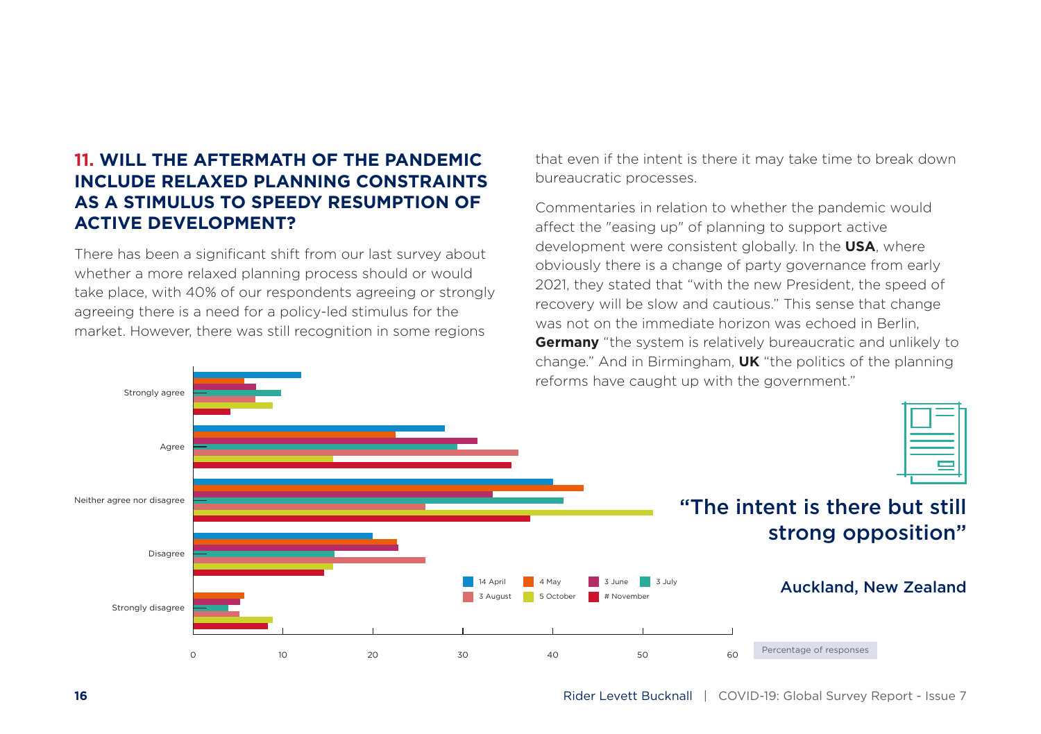## 11. WILL THE AFTERMATH OF THE PANDEMIC INCLUDE RELAXED PLANNING CONSTRAINTS AS A STIMULUS TO SPEEDY RESUMPTION OF ACTIVE DEVELOPMENT?

There has been a significant shift from our last survey about whether a more relaxed planning process should or would take place, with 40% of our respondents agreeing or strongly agreeing there is a need for a policy-led stimulus for the market. However, there was still recognition in some regions that even if the intent is there it may take time to break down bureaucratic processes.

Commentaries in relation to whether the pandemic would affect the "easing up" of planning to support active development were consistent globally. In the **USA**, where obviously there is a change of party governance from early 2021, they stated that "with the new President, the speed of recovery will be slow and cautious." This sense that change was not on the immediate horizon was echoed in Berlin, **Germany** "the system is relatively bureaucratic and unlikely to change." And in Birmingham, **UK** "the politics of the planning reforms have caught up with the government."

Strongly agree

Agree

Neither agree nor disagree

Disagree

Strongly disagree

14 April | 4 May | 3 June | 3 July | 3 August | 5 October | # November

0 10 20 30 40 50 60

Percentage of responses

**"The intent is there but still strong opposition"**

Auckland, New Zealand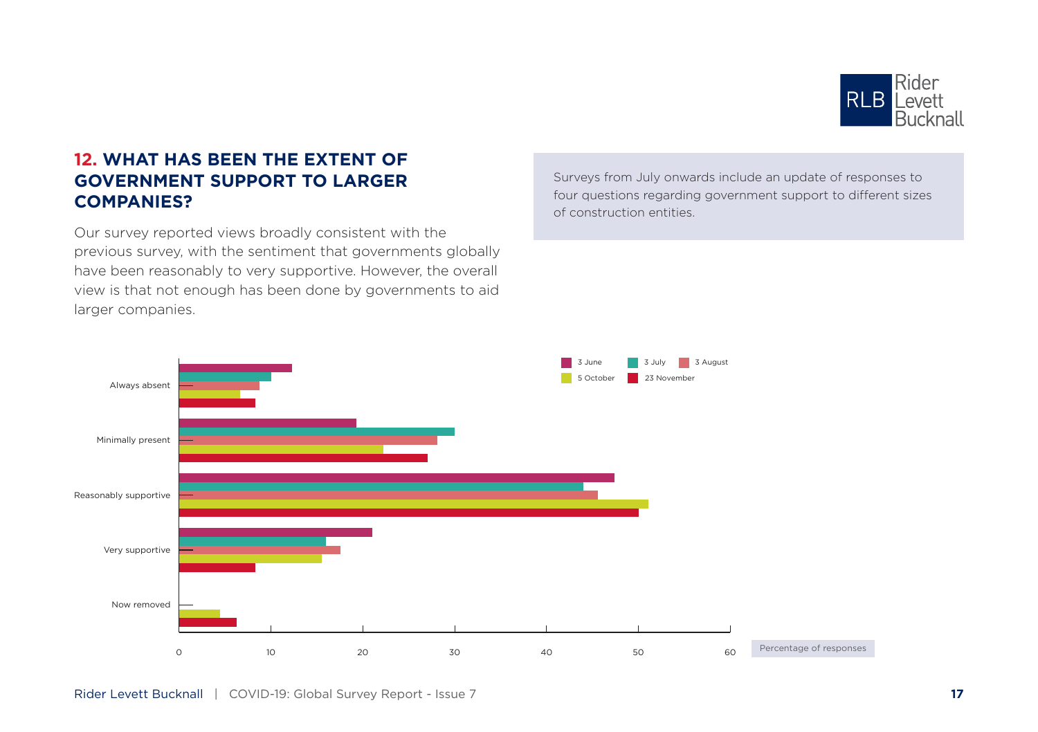## 12. WHAT HAS BEEN THE EXTENT OF GOVERNMENT SUPPORT TO LARGER COMPANIES?

Our survey reported views broadly consistent with the previous survey, with the sentiment that governments globally have been reasonably to very supportive. However, the overall view is that not enough has been done by governments to aid larger companies.

Surveys from July onwards include an update of responses to four questions regarding government support to different sizes of construction entities.

3 June | 3 July | 3 August | 5 October | 23 November

Always absent

Minimally present

Reasonably supportive

Very supportive

Now removed

0 10 20 30 40 50 60

Percentage of responses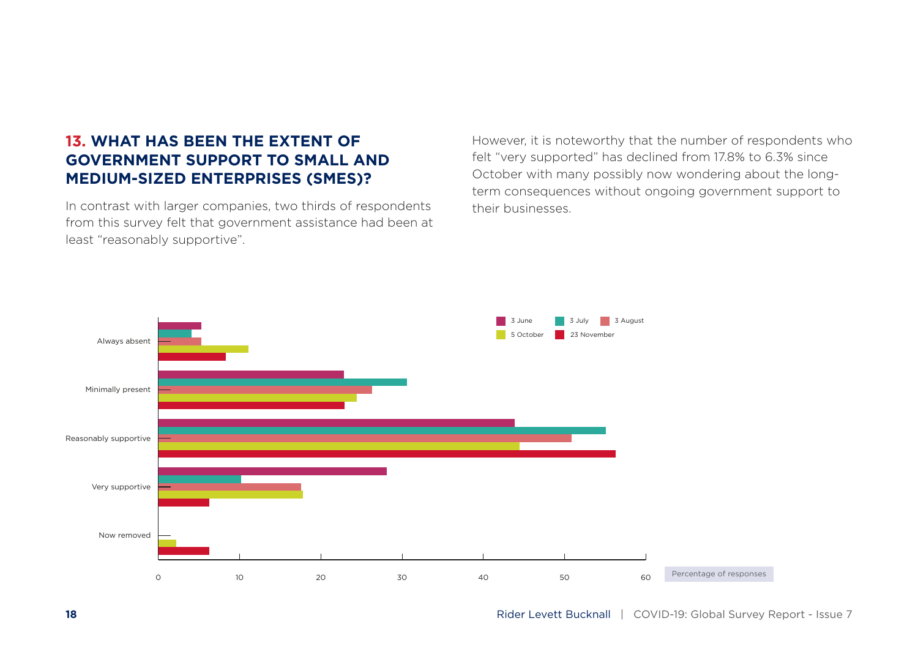## 13. WHAT HAS BEEN THE EXTENT OF GOVERNMENT SUPPORT TO SMALL AND MEDIUM-SIZED ENTERPRISES (SMES)?

In contrast with larger companies, two thirds of respondents from this survey felt that government assistance had been at least "reasonably supportive".

However, it is noteworthy that the number of respondents who felt "very supported" has declined from 17.8% to 6.3% since October with many possibly now wondering about the long-term consequences without ongoing government support to their businesses.

3 June | 3 July | 3 August | 5 October | 23 November

Always absent

Minimally present

Reasonably supportive

Very supportive

Now removed

0 | 10 | 20 | 30 | 40 | 50 | 60

Percentage of responses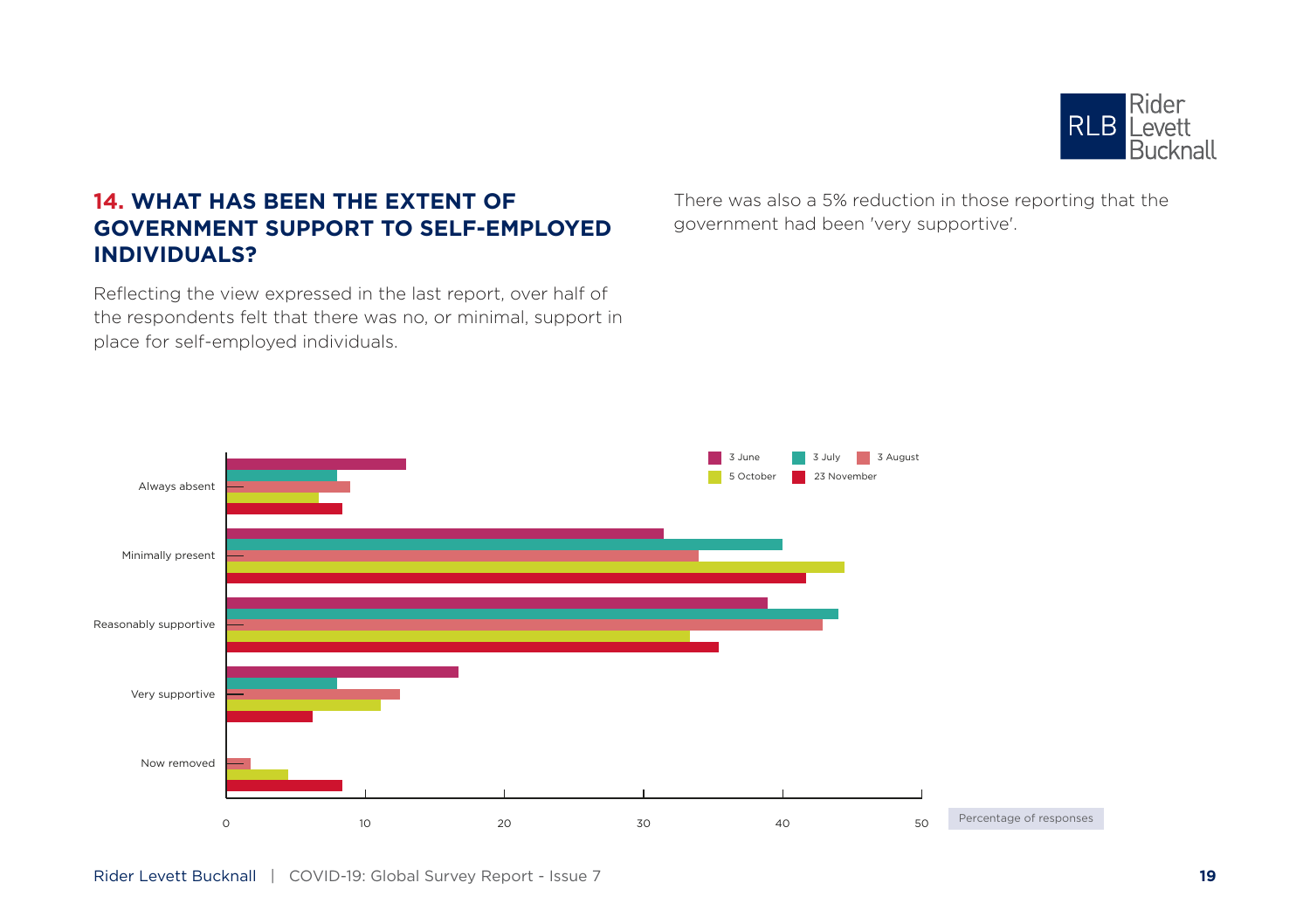## 14. WHAT HAS BEEN THE EXTENT OF GOVERNMENT SUPPORT TO SELF-EMPLOYED INDIVIDUALS?

Reflecting the view expressed in the last report, over half of the respondents felt that there was no, or minimal, support in place for self-employed individuals.

There was also a 5% reduction in those reporting that the government had been 'very supportive'.

3 June | 3 July | 3 August | 5 October | 23 November

Always absent

Minimally present

Reasonably supportive

Very supportive

Now removed

0 10 20 30 40 50

Percentage of responses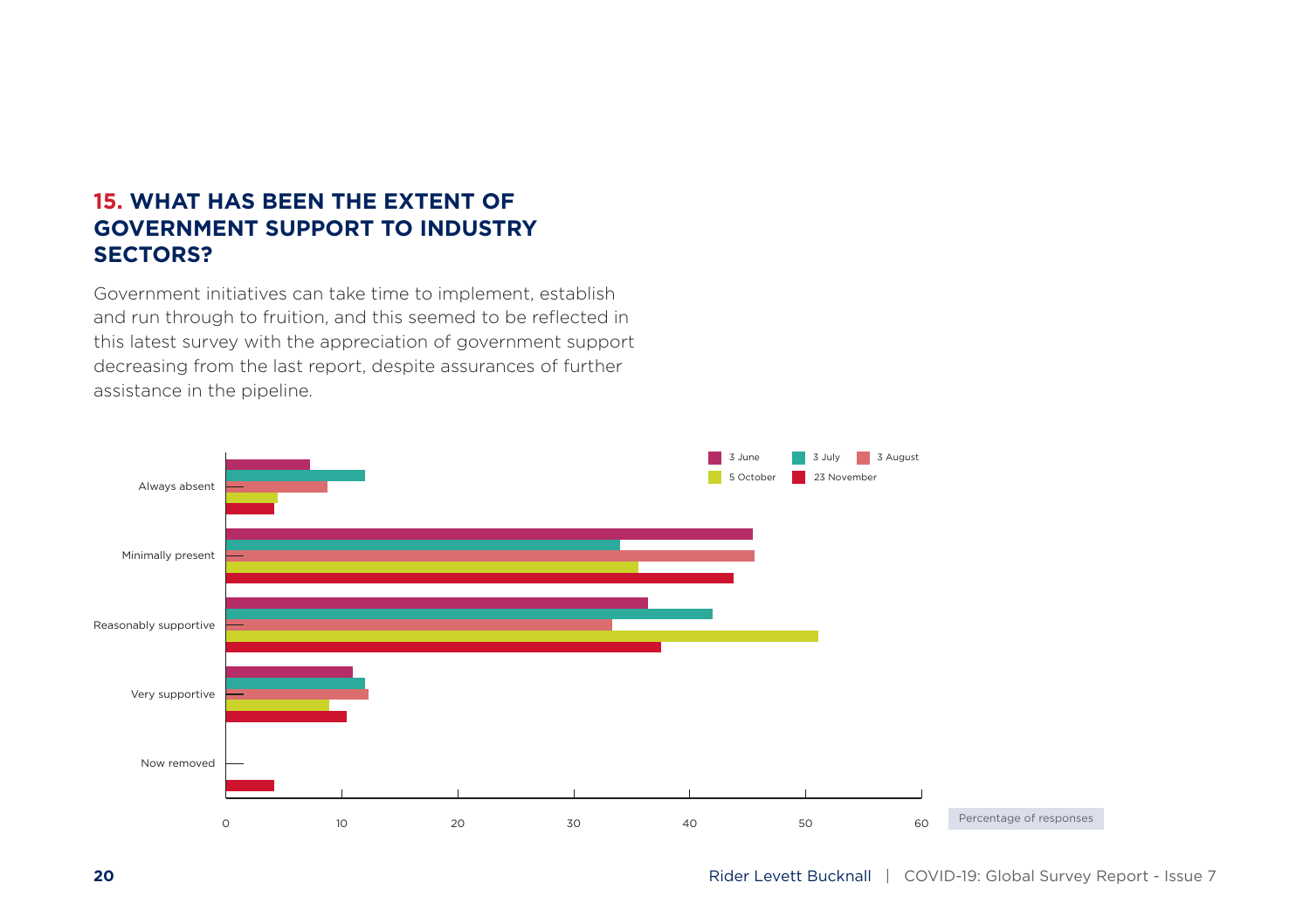## 15. WHAT HAS BEEN THE EXTENT OF GOVERNMENT SUPPORT TO INDUSTRY SECTORS?

Government initiatives can take time to implement, establish and run through to fruition, and this seemed to be reflected in this latest survey with the appreciation of government support decreasing from the last report, despite assurances of further assistance in the pipeline.

3 June | 3 July | 3 August | 5 October | 23 November

Always absent

Minimally present

Reasonably supportive

Very supportive

Now removed

0 10 20 30 40 50 60

Percentage of responses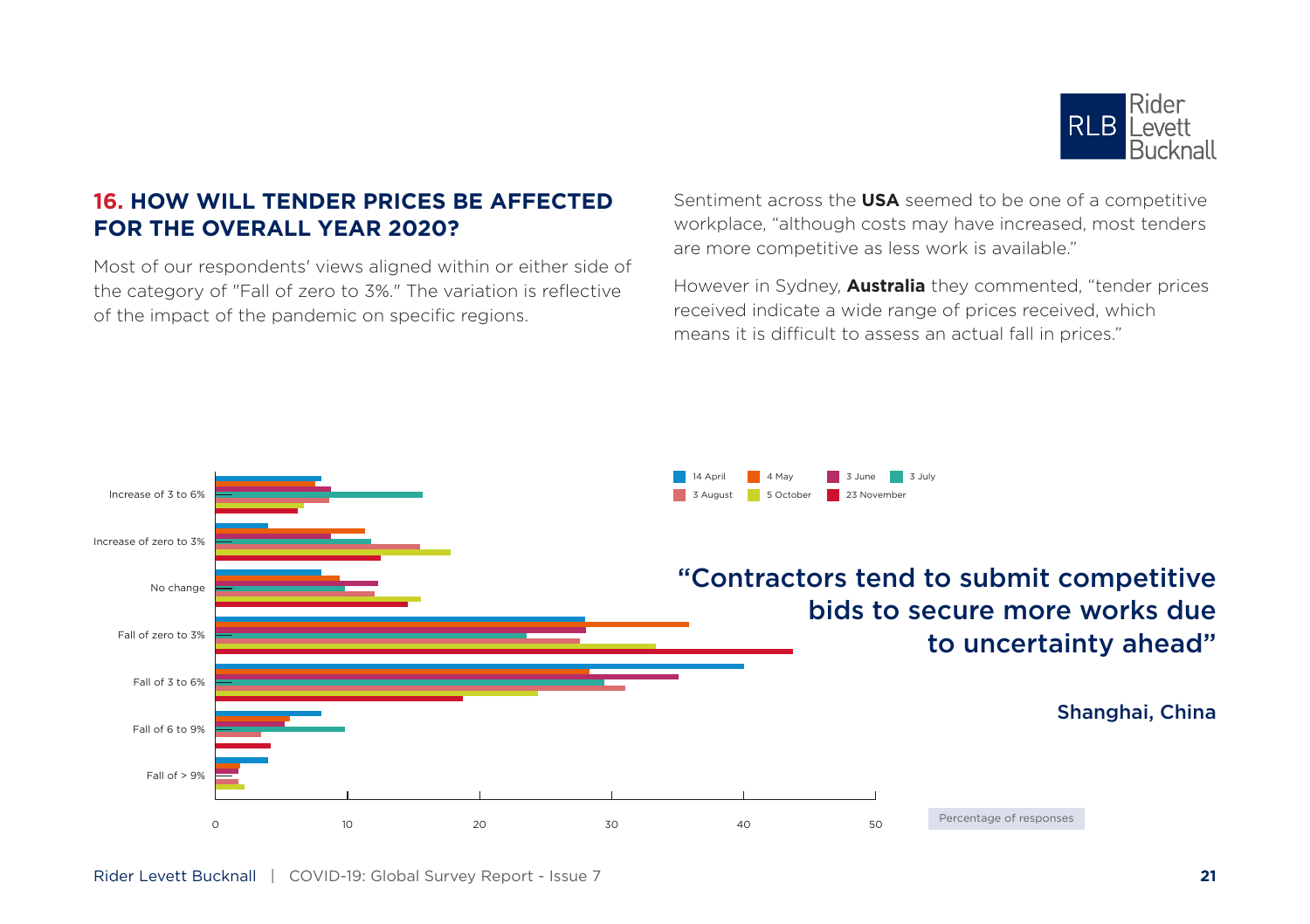## 16. HOW WILL TENDER PRICES BE AFFECTED FOR THE OVERALL YEAR 2020?

Most of our respondents' views aligned within or either side of the category of "Fall of zero to 3%." The variation is reflective of the impact of the pandemic on specific regions.

Sentiment across the **USA** seemed to be one of a competitive workplace, "although costs may have increased, most tenders are more competitive as less work is available."

However in Sydney, **Australia** they commented, "tender prices received indicate a wide range of prices received, which means it is difficult to assess an actual fall in prices."

14 April | 4 May | 3 June | 3 July | 3 August | 5 October | 23 November

Increase of 3 to 6%

Increase of zero to 3%

No change

Fall of zero to 3%

Fall of 3 to 6%

Fall of 6 to 9%

Fall of > 9%

0 | 10 | 20 | 30 | 40 | 50

Percentage of responses

> **"Contractors tend to submit competitive bids to secure more works due to uncertainty ahead"**
>
> **Shanghai, China**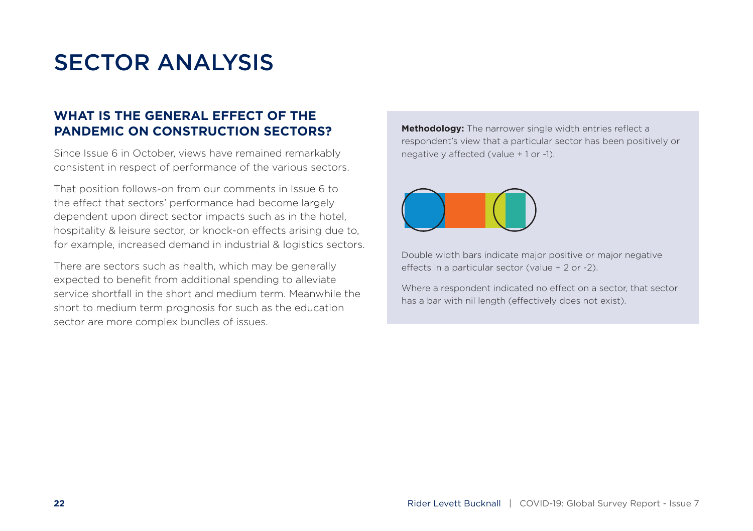# SECTOR ANALYSIS

## WHAT IS THE GENERAL EFFECT OF THE PANDEMIC ON CONSTRUCTION SECTORS?

Since Issue 6 in October, views have remained remarkably consistent in respect of performance of the various sectors.

That position follows-on from our comments in Issue 6 to the effect that sectors' performance had become largely dependent upon direct sector impacts such as in the hotel, hospitality & leisure sector, or knock-on effects arising due to, for example, increased demand in industrial & logistics sectors.

There are sectors such as health, which may be generally expected to benefit from additional spending to alleviate service shortfall in the short and medium term. Meanwhile the short to medium term prognosis for such as the education sector are more complex bundles of issues.

**Methodology:** The narrower single width entries reflect a respondent's view that a particular sector has been positively or negatively affected (value + 1 or -1).

Double width bars indicate major positive or major negative effects in a particular sector (value + 2 or -2).

Where a respondent indicated no effect on a sector, that sector has a bar with nil length (effectively does not exist).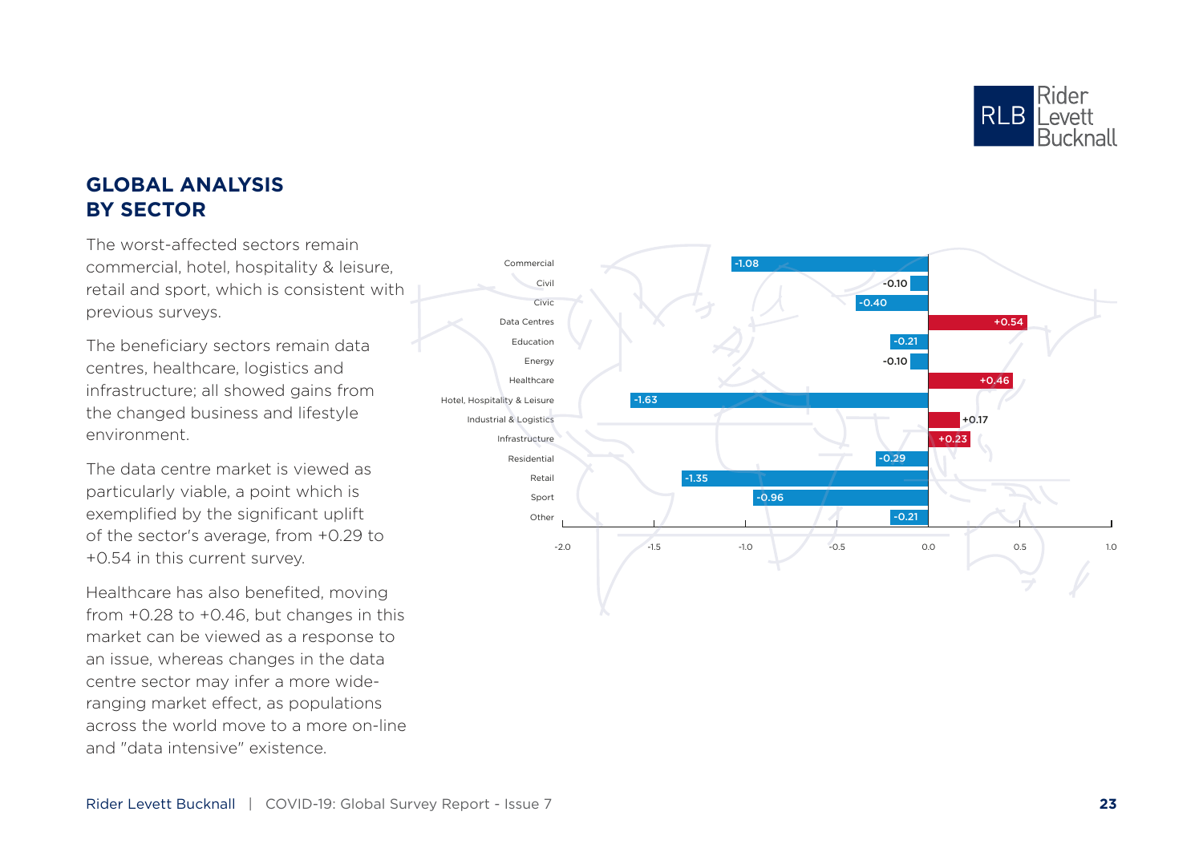## GLOBAL ANALYSIS BY SECTOR

The worst-affected sectors remain commercial, hotel, hospitality & leisure, retail and sport, which is consistent with previous surveys.

The beneficiary sectors remain data centres, healthcare, logistics and infrastructure; all showed gains from the changed business and lifestyle environment.

The data centre market is viewed as particularly viable, a point which is exemplified by the significant uplift of the sector's average, from +0.29 to +0.54 in this current survey.

Healthcare has also benefited, moving from +0.28 to +0.46, but changes in this market can be viewed as a response to an issue, whereas changes in the data centre sector may infer a more wide-ranging market effect, as populations across the world move to a more on-line and "data intensive" existence.

| Sector | Value |
| --- | --- |
| Commercial | -1.08 |
| Civil | -0.10 |
| Civic | -0.40 |
| Data Centres | +0.54 |
| Education | -0.21 |
| Energy | -0.10 |
| Healthcare | +0.46 |
| Hotel, Hospitality & Leisure | -1.63 |
| Industrial & Logistics | +0.17 |
| Infrastructure | +0.23 |
| Residential | -0.29 |
| Retail | -1.35 |
| Sport | -0.96 |
| Other | -0.21 |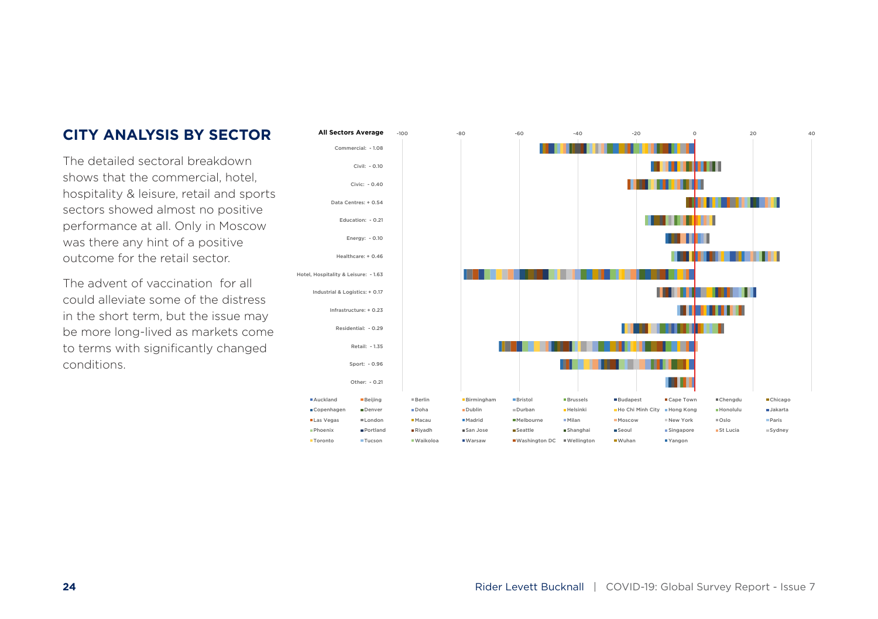## CITY ANALYSIS BY SECTOR

The detailed sectoral breakdown shows that the commercial, hotel, hospitality & leisure, retail and sports sectors showed almost no positive performance at all. Only in Moscow was there any hint of a positive outcome for the retail sector.

The advent of vaccination for all could alleviate some of the distress in the short term, but the issue may be more long-lived as markets come to terms with significantly changed conditions.

**All Sectors Average**

| Sector | Average |
|---|---|
| Commercial | - 1.08 |
| Civil | - 0.10 |
| Civic | - 0.40 |
| Data Centres | + 0.54 |
| Education | - 0.21 |
| Energy | - 0.10 |
| Healthcare | + 0.46 |
| Hotel, Hospitality & Leisure | - 1.63 |
| Industrial & Logistics | + 0.17 |
| Infrastructure | + 0.23 |
| Residential | - 0.29 |
| Retail | - 1.35 |
| Sport | - 0.96 |
| Other | - 0.21 |

Cities: Auckland, Beijing, Berlin, Birmingham, Bristol, Brussels, Budapest, Cape Town, Chengdu, Chicago, Copenhagen, Denver, Doha, Dublin, Durban, Helsinki, Ho Chi Minh City, Hong Kong, Honolulu, Jakarta, Las Vegas, London, Macau, Madrid, Melbourne, Milan, Moscow, New York, Oslo, Paris, Phoenix, Portland, Riyadh, San Jose, Seattle, Shanghai, Seoul, Singapore, St Lucia, Sydney, Toronto, Tucson, Waikoloa, Warsaw, Washington DC, Wellington, Wuhan, Yangon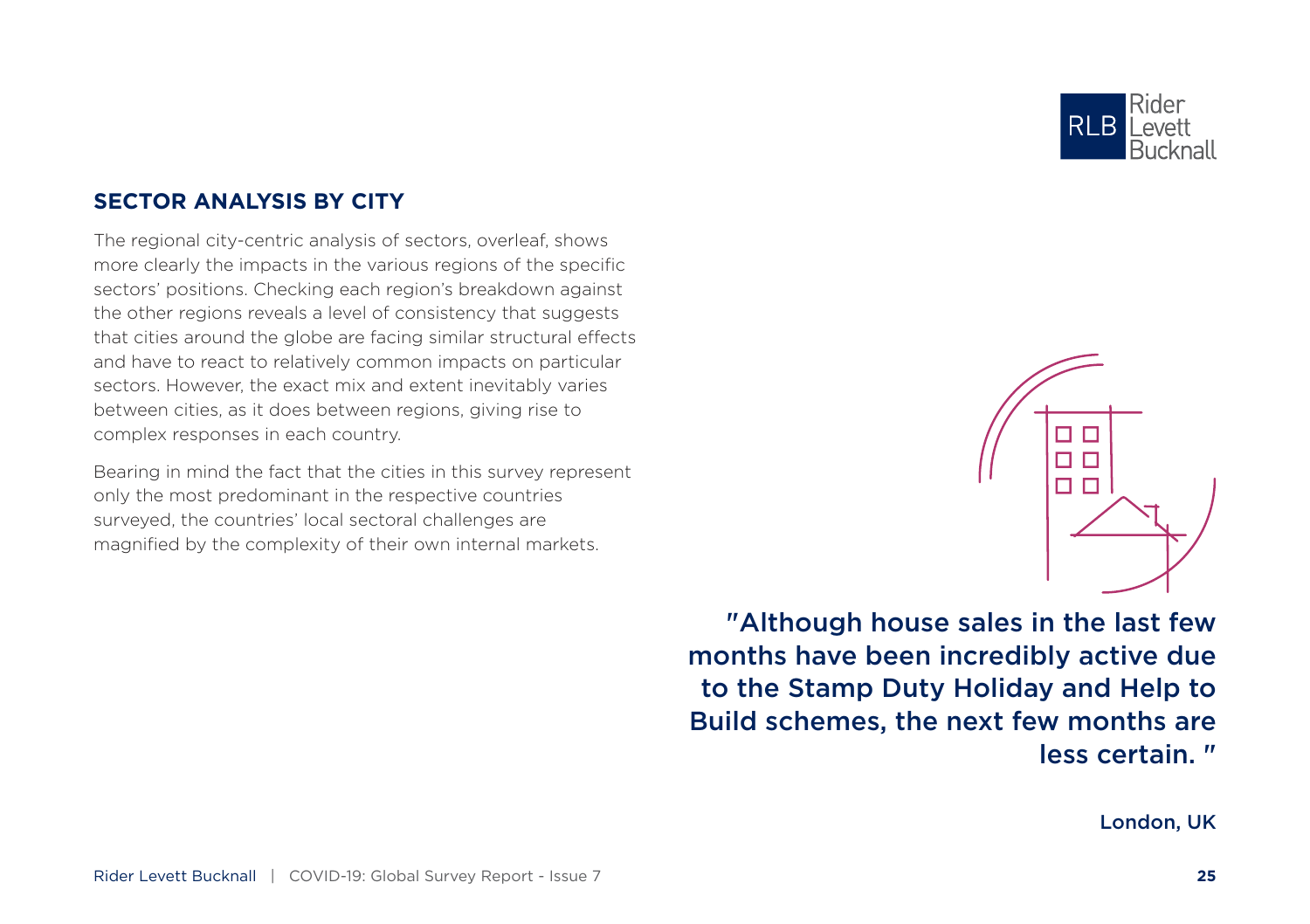## SECTOR ANALYSIS BY CITY

The regional city-centric analysis of sectors, overleaf, shows more clearly the impacts in the various regions of the specific sectors' positions. Checking each region's breakdown against the other regions reveals a level of consistency that suggests that cities around the globe are facing similar structural effects and have to react to relatively common impacts on particular sectors. However, the exact mix and extent inevitably varies between cities, as it does between regions, giving rise to complex responses in each country.

Bearing in mind the fact that the cities in this survey represent only the most predominant in the respective countries surveyed, the countries' local sectoral challenges are magnified by the complexity of their own internal markets.

> "Although house sales in the last few months have been incredibly active due to the Stamp Duty Holiday and Help to Build schemes, the next few months are less certain. "
>
> London, UK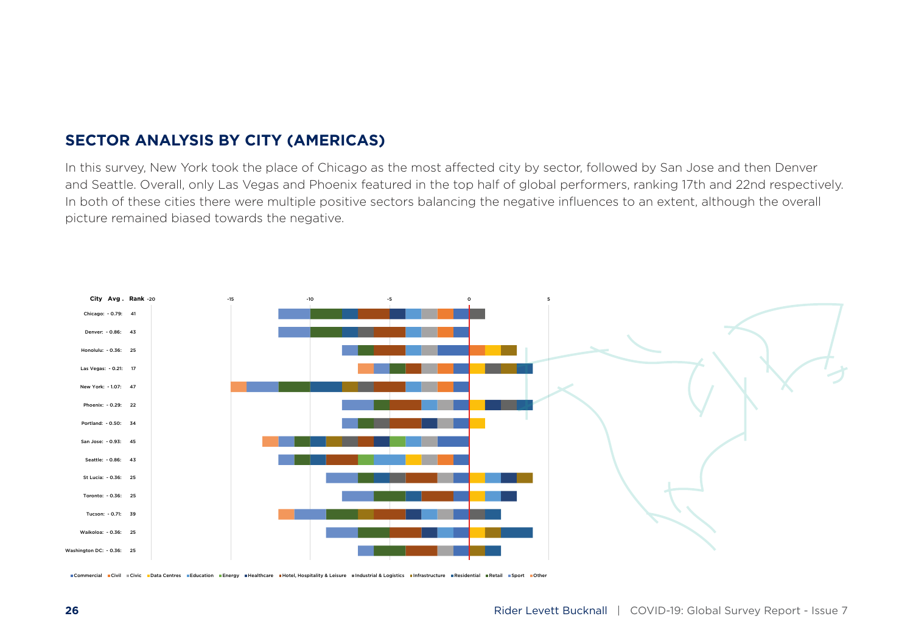## SECTOR ANALYSIS BY CITY (AMERICAS)

In this survey, New York took the place of Chicago as the most affected city by sector, followed by San Jose and then Denver and Seattle. Overall, only Las Vegas and Phoenix featured in the top half of global performers, ranking 17th and 22nd respectively. In both of these cities there were multiple positive sectors balancing the negative influences to an extent, although the overall picture remained biased towards the negative.

| City | Avg. | Rank |
|---|---|---|
| Chicago: | - 0.79: | 41 |
| Denver: | - 0.86: | 43 |
| Honolulu: | - 0.36: | 25 |
| Las Vegas: | - 0.21: | 17 |
| New York: | - 1.07: | 47 |
| Phoenix: | - 0.29: | 22 |
| Portland: | - 0.50: | 34 |
| San Jose: | - 0.93: | 45 |
| Seattle: | - 0.86: | 43 |
| St Lucia: | - 0.36: | 25 |
| Toronto: | - 0.36: | 25 |
| Tucson: | - 0.71: | 39 |
| Waikoloa: | - 0.36: | 25 |
| Washington DC: | - 0.36: | 25 |

-20 -15 -10 -5 0 5

Commercial · Civil · Civic · Data Centres · Education · Energy · Healthcare · Hotel, Hospitality & Leisure · Industrial & Logistics · Infrastructure · Residential · Retail · Sport · Other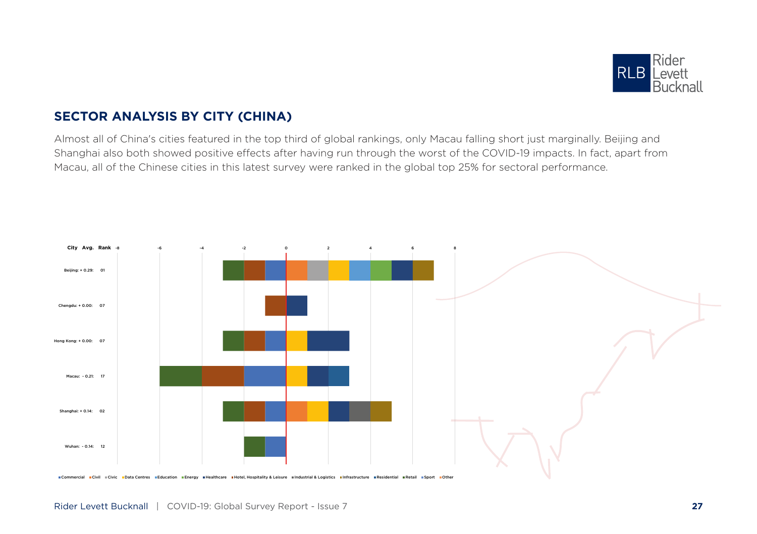## SECTOR ANALYSIS BY CITY (CHINA)

Almost all of China's cities featured in the top third of global rankings, only Macau falling short just marginally. Beijing and Shanghai also both showed positive effects after having run through the worst of the COVID-19 impacts. In fact, apart from Macau, all of the Chinese cities in this latest survey were ranked in the global top 25% for sectoral performance.

| City | Avg. | Rank |
|---|---|---|
| Beijing | + 0.29 | 01 |
| Chengdu | + 0.00 | 07 |
| Hong Kong | + 0.00 | 07 |
| Macau | - 0.21 | 17 |
| Shanghai | + 0.14 | 02 |
| Wuhan | - 0.14 | 12 |

Commercial · Civil · Civic · Data Centres · Education · Energy · Healthcare · Hotel, Hospitality & Leisure · Industrial & Logistics · Infrastructure · Residential · Retail · Sport · Other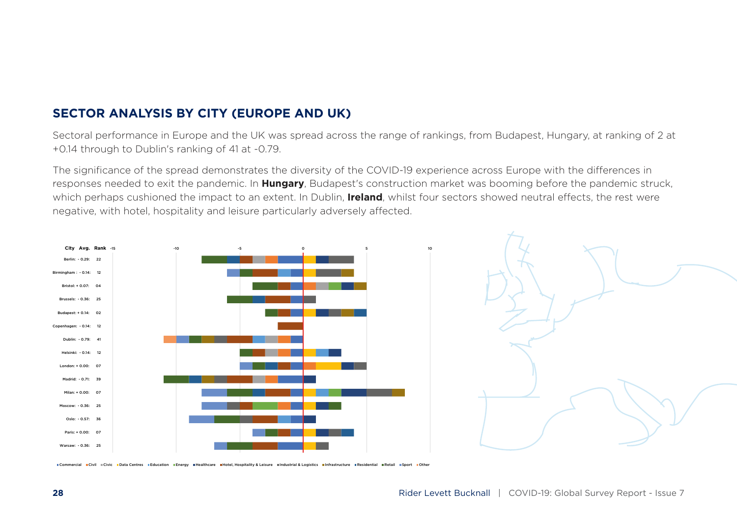## SECTOR ANALYSIS BY CITY (EUROPE AND UK)

Sectoral performance in Europe and the UK was spread across the range of rankings, from Budapest, Hungary, at ranking of 2 at +0.14 through to Dublin's ranking of 41 at -0.79.

The significance of the spread demonstrates the diversity of the COVID-19 experience across Europe with the differences in responses needed to exit the pandemic. In **Hungary**, Budapest's construction market was booming before the pandemic struck, which perhaps cushioned the impact to an extent. In Dublin, **Ireland**, whilst four sectors showed neutral effects, the rest were negative, with hotel, hospitality and leisure particularly adversely affected.

| City | Avg. | Rank |
|---|---|---|
| Berlin: | - 0.29: | 22 |
| Birmingham : | - 0.14: | 12 |
| Bristol: | + 0.07: | 04 |
| Brussels: | - 0.36: | 25 |
| Budapest: | + 0.14: | 02 |
| Copenhagen: | - 0.14: | 12 |
| Dublin: | - 0.79: | 41 |
| Helsinki: | - 0.14: | 12 |
| London: | + 0.00: | 07 |
| Madrid: | - 0.71: | 39 |
| Milan: | + 0.00: | 07 |
| Moscow: | - 0.36: | 25 |
| Oslo: | - 0.57: | 36 |
| Paris: | + 0.00: | 07 |
| Warsaw: | - 0.36: | 25 |

Commercial, Civil, Civic, Data Centres, Education, Energy, Healthcare, Hotel, Hospitality & Leisure, Industrial & Logistics, Infrastructure, Residential, Retail, Sport, Other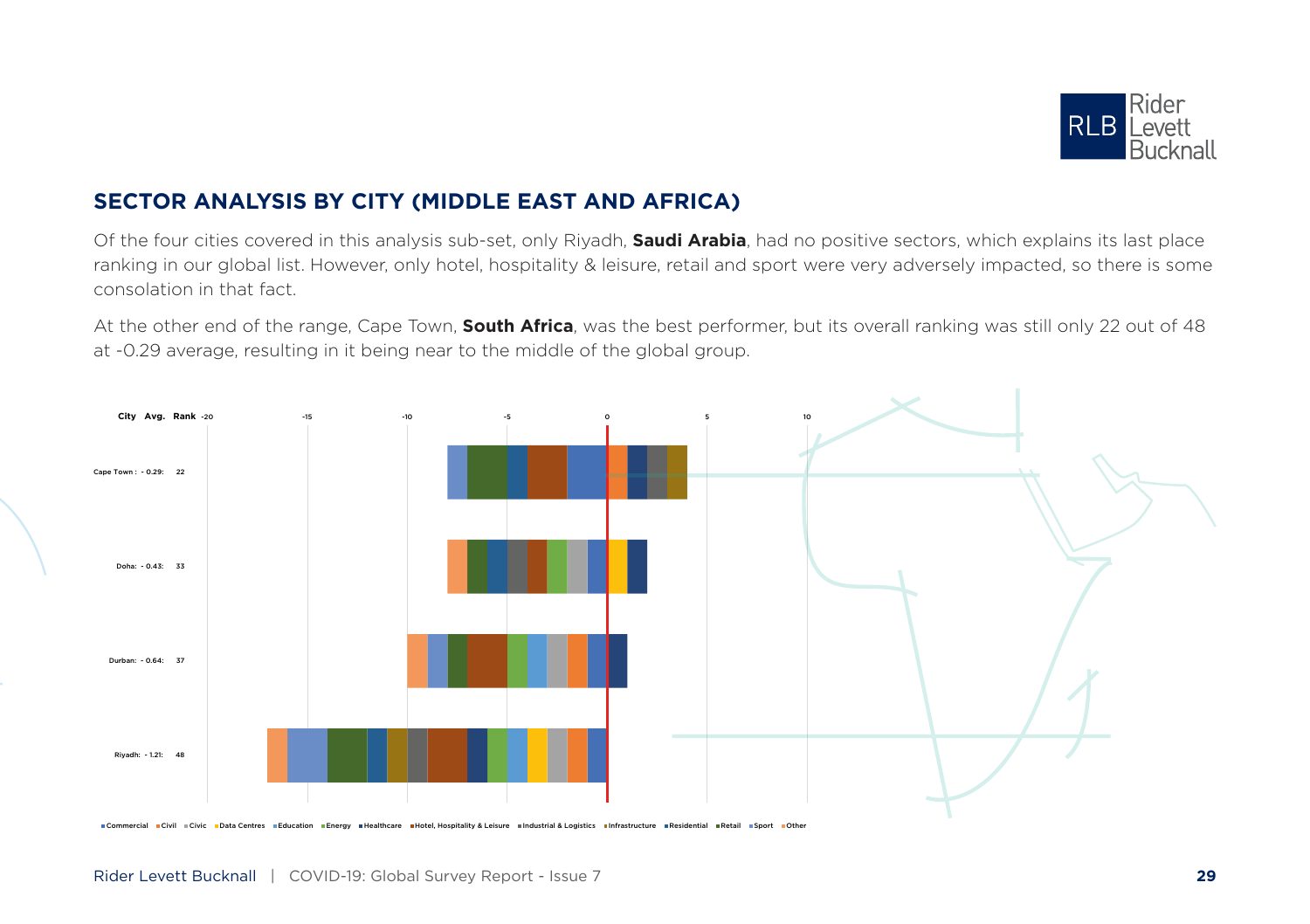## SECTOR ANALYSIS BY CITY (MIDDLE EAST AND AFRICA)

Of the four cities covered in this analysis sub-set, only Riyadh, **Saudi Arabia**, had no positive sectors, which explains its last place ranking in our global list. However, only hotel, hospitality & leisure, retail and sport were very adversely impacted, so there is some consolation in that fact.

At the other end of the range, Cape Town, **South Africa**, was the best performer, but its overall ranking was still only 22 out of 48 at -0.29 average, resulting in it being near to the middle of the global group.

| City | Avg. | Rank |
|---|---|---|
| Cape Town | - 0.29 | 22 |
| Doha | - 0.43 | 33 |
| Durban | - 0.64 | 37 |
| Riyadh | - 1.21 | 48 |

Commercial, Civil, Civic, Data Centres, Education, Energy, Healthcare, Hotel, Hospitality & Leisure, Industrial & Logistics, Infrastructure, Residential, Retail, Sport, Other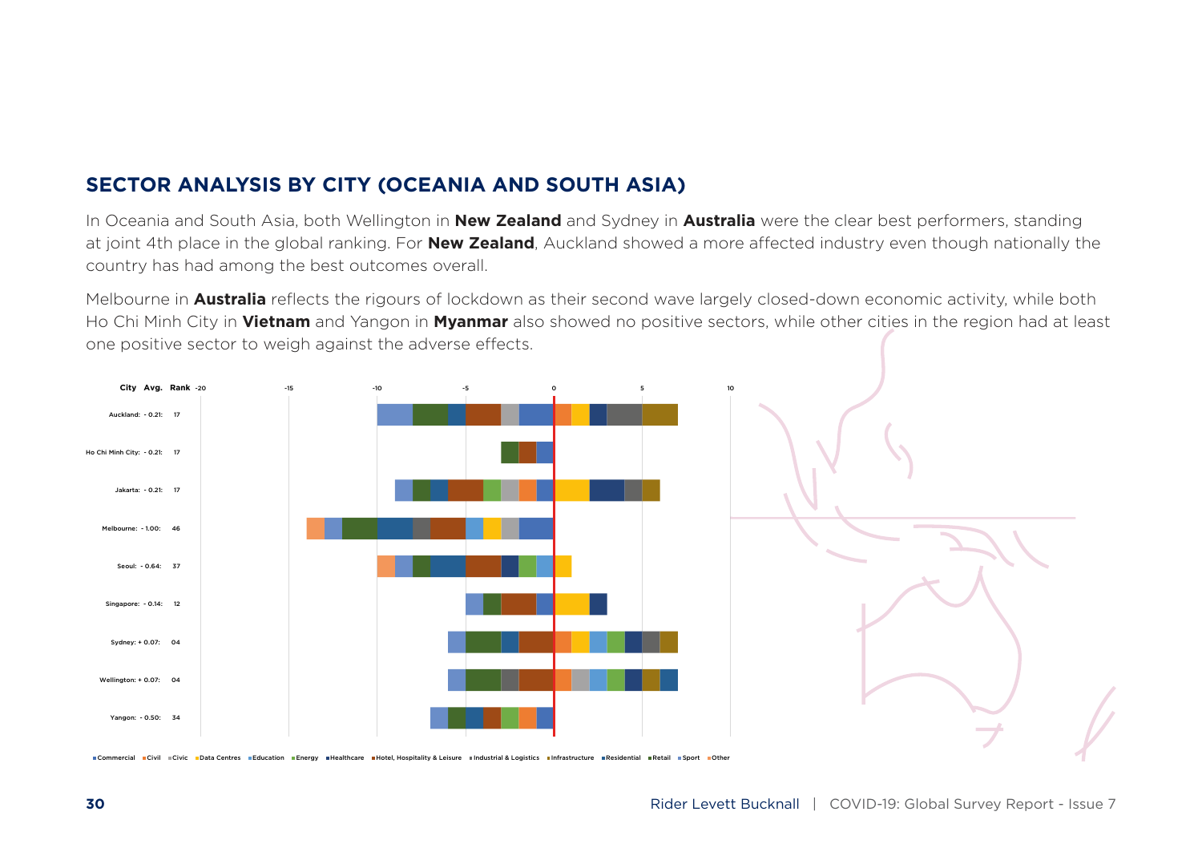## SECTOR ANALYSIS BY CITY (OCEANIA AND SOUTH ASIA)

In Oceania and South Asia, both Wellington in **New Zealand** and Sydney in **Australia** were the clear best performers, standing at joint 4th place in the global ranking. For **New Zealand**, Auckland showed a more affected industry even though nationally the country has had among the best outcomes overall.

Melbourne in **Australia** reflects the rigours of lockdown as their second wave largely closed-down economic activity, while both Ho Chi Minh City in **Vietnam** and Yangon in **Myanmar** also showed no positive sectors, while other cities in the region had at least one positive sector to weigh against the adverse effects.

| City | Avg. | Rank |
|---|---|---|
| Auckland: | - 0.21: | 17 |
| Ho Chi Minh City: | - 0.21: | 17 |
| Jakarta: | - 0.21: | 17 |
| Melbourne: | - 1.00: | 46 |
| Seoul: | - 0.64: | 37 |
| Singapore: | - 0.14: | 12 |
| Sydney: | + 0.07: | 04 |
| Wellington: | + 0.07: | 04 |
| Yangon: | - 0.50: | 34 |

Commercial, Civil, Civic, Data Centres, Education, Energy, Healthcare, Hotel, Hospitality & Leisure, Industrial & Logistics, Infrastructure, Residential, Retail, Sport, Other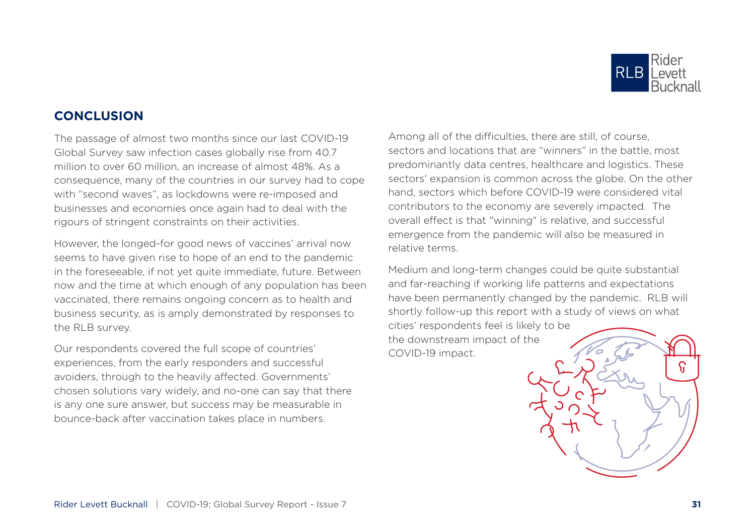## CONCLUSION

The passage of almost two months since our last COVID-19 Global Survey saw infection cases globally rise from 40.7 million to over 60 million, an increase of almost 48%. As a consequence, many of the countries in our survey had to cope with "second waves", as lockdowns were re-imposed and businesses and economies once again had to deal with the rigours of stringent constraints on their activities.

However, the longed-for good news of vaccines' arrival now seems to have given rise to hope of an end to the pandemic in the foreseeable, if not yet quite immediate, future. Between now and the time at which enough of any population has been vaccinated, there remains ongoing concern as to health and business security, as is amply demonstrated by responses to the RLB survey.

Our respondents covered the full scope of countries' experiences, from the early responders and successful avoiders, through to the heavily affected. Governments' chosen solutions vary widely, and no-one can say that there is any one sure answer, but success may be measurable in bounce-back after vaccination takes place in numbers.

Among all of the difficulties, there are still, of course, sectors and locations that are "winners" in the battle, most predominantly data centres, healthcare and logistics. These sectors' expansion is common across the globe. On the other hand, sectors which before COVID-19 were considered vital contributors to the economy are severely impacted. The overall effect is that "winning" is relative, and successful emergence from the pandemic will also be measured in relative terms.

Medium and long-term changes could be quite substantial and far-reaching if working life patterns and expectations have been permanently changed by the pandemic. RLB will shortly follow-up this report with a study of views on what cities' respondents feel is likely to be the downstream impact of the COVID-19 impact.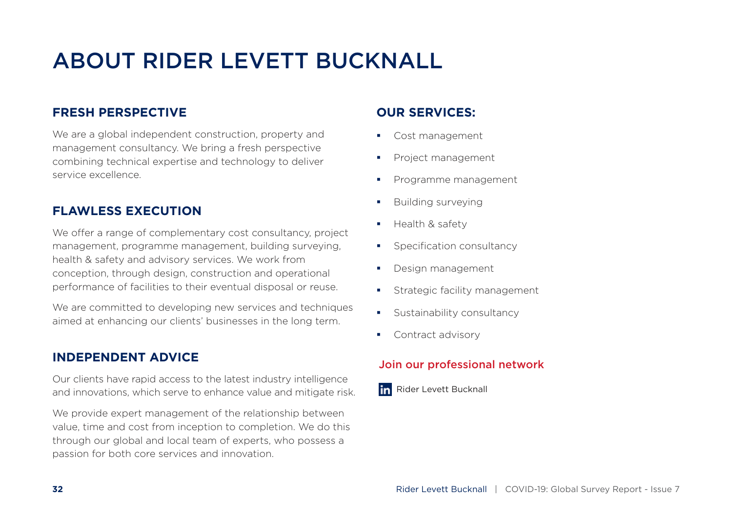# ABOUT RIDER LEVETT BUCKNALL

## FRESH PERSPECTIVE

We are a global independent construction, property and management consultancy. We bring a fresh perspective combining technical expertise and technology to deliver service excellence.

## FLAWLESS EXECUTION

We offer a range of complementary cost consultancy, project management, programme management, building surveying, health & safety and advisory services. We work from conception, through design, construction and operational performance of facilities to their eventual disposal or reuse.

We are committed to developing new services and techniques aimed at enhancing our clients' businesses in the long term.

## INDEPENDENT ADVICE

Our clients have rapid access to the latest industry intelligence and innovations, which serve to enhance value and mitigate risk.

We provide expert management of the relationship between value, time and cost from inception to completion. We do this through our global and local team of experts, who possess a passion for both core services and innovation.

## OUR SERVICES:

- Cost management
- Project management
- Programme management
- Building surveying
- Health & safety
- Specification consultancy
- Design management
- Strategic facility management
- Sustainability consultancy
- Contract advisory

**Join our professional network**

Rider Levett Bucknall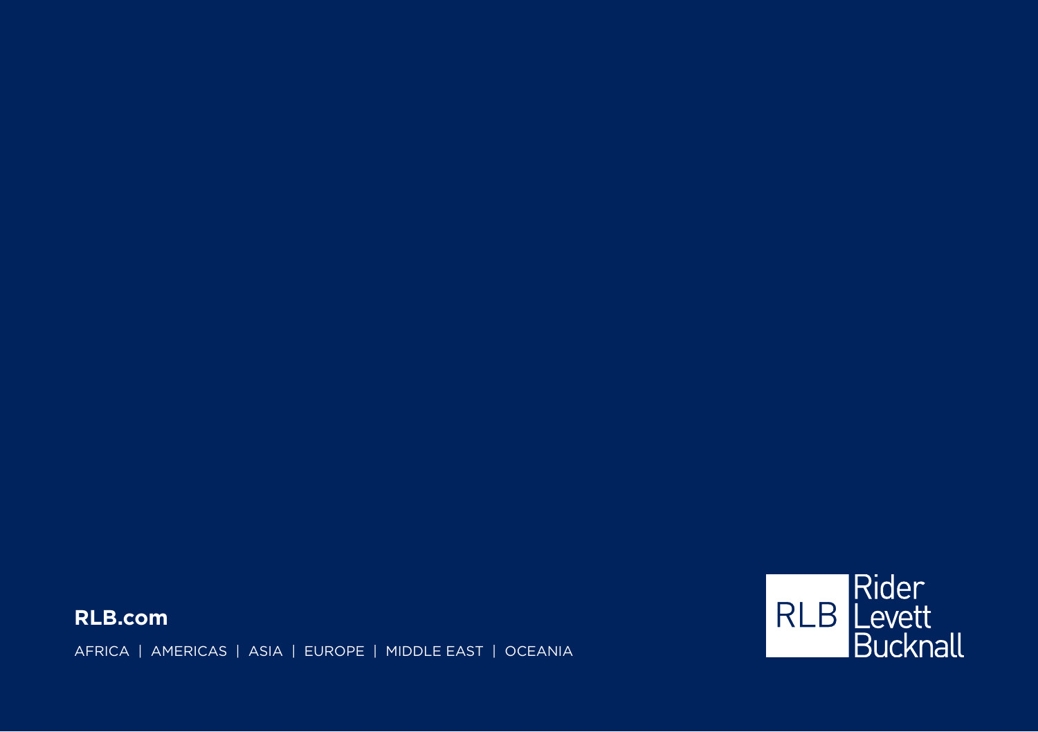**RLB.com**

AFRICA | AMERICAS | ASIA | EUROPE | MIDDLE EAST | OCEANIA

RLB Rider Levett Bucknall